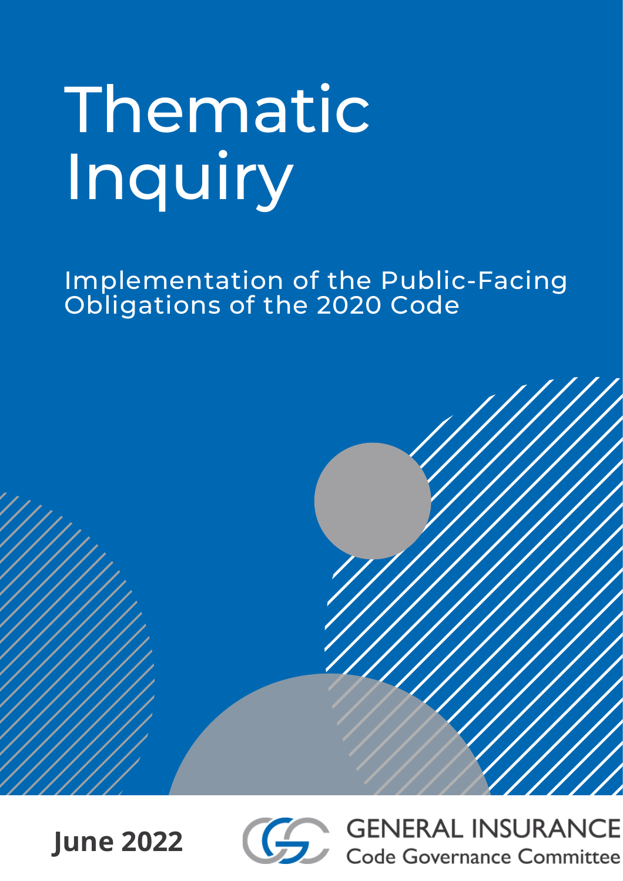# Thematic Inquiry

Implementation of the Public-Facing Obligations of the 2020 Code

**June 2022**

GENERAL INSURANCE
Code Governance Committee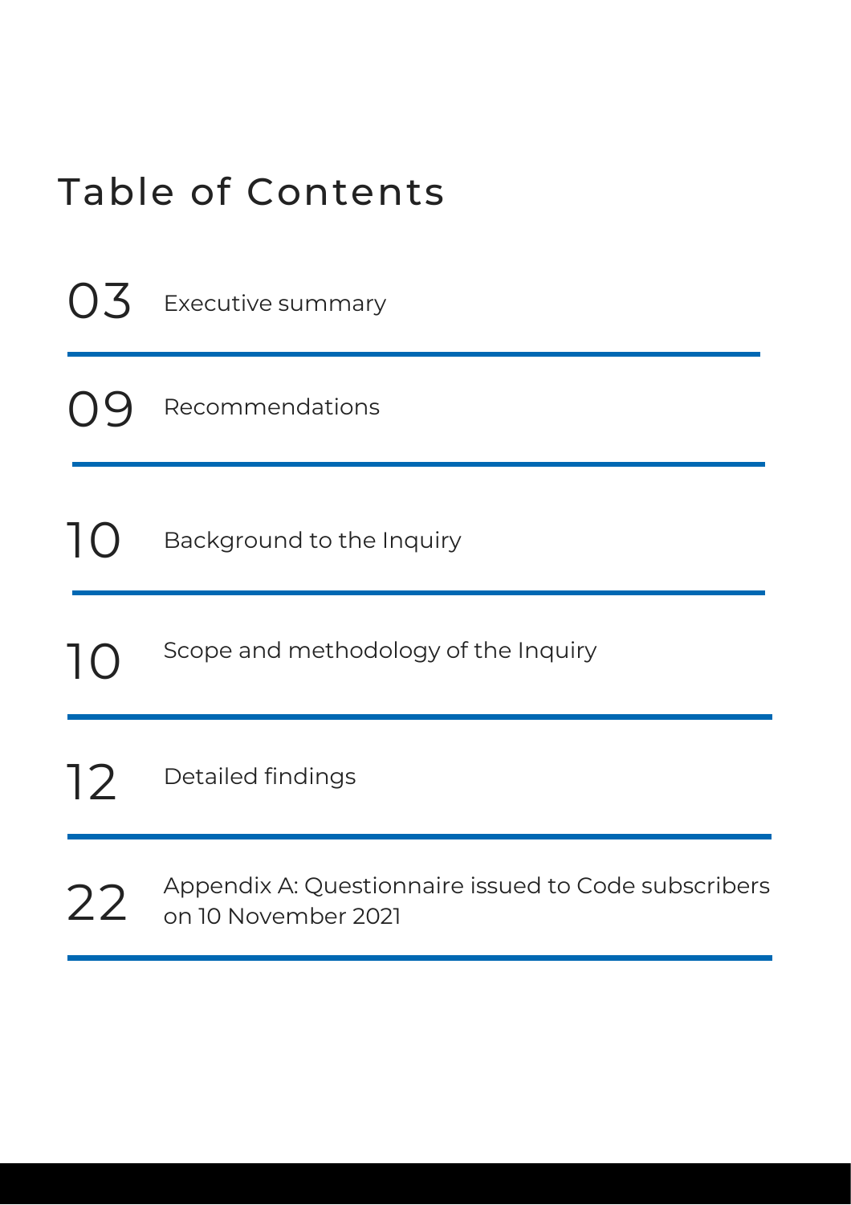# Table of Contents

| Page | Section |
|---|---|
| 03 | Executive summary |
| 09 | Recommendations |
| 10 | Background to the Inquiry |
| 10 | Scope and methodology of the Inquiry |
| 12 | Detailed findings |
| 22 | Appendix A: Questionnaire issued to Code subscribers on 10 November 2021 |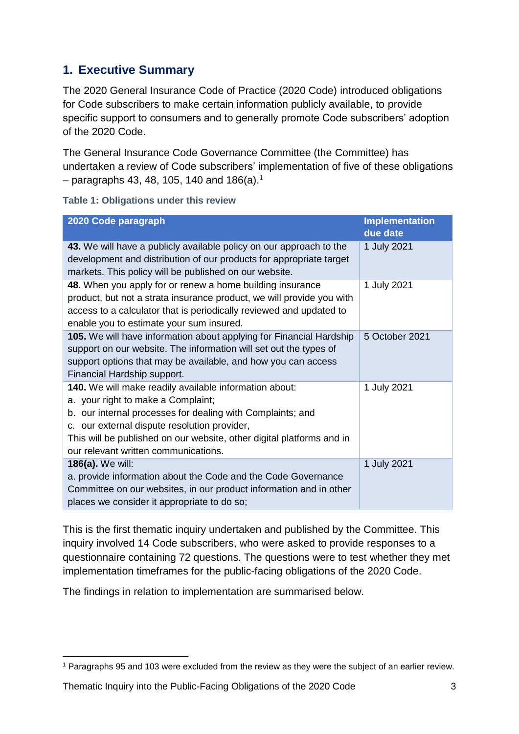## 1. Executive Summary

The 2020 General Insurance Code of Practice (2020 Code) introduced obligations for Code subscribers to make certain information publicly available, to provide specific support to consumers and to generally promote Code subscribers' adoption of the 2020 Code.

The General Insurance Code Governance Committee (the Committee) has undertaken a review of Code subscribers' implementation of five of these obligations – paragraphs 43, 48, 105, 140 and 186(a).[1]

**Table 1: Obligations under this review**

| 2020 Code paragraph | Implementation due date |
|---|---|
| **43.** We will have a publicly available policy on our approach to the development and distribution of our products for appropriate target markets. This policy will be published on our website. | 1 July 2021 |
| **48.** When you apply for or renew a home building insurance product, but not a strata insurance product, we will provide you with access to a calculator that is periodically reviewed and updated to enable you to estimate your sum insured. | 1 July 2021 |
| **105.** We will have information about applying for Financial Hardship support on our website. The information will set out the types of support options that may be available, and how you can access Financial Hardship support. | 5 October 2021 |
| **140.** We will make readily available information about:<br>a. your right to make a Complaint;<br>b. our internal processes for dealing with Complaints; and<br>c. our external dispute resolution provider,<br>This will be published on our website, other digital platforms and in our relevant written communications. | 1 July 2021 |
| **186(a).** We will:<br>a. provide information about the Code and the Code Governance Committee on our websites, in our product information and in other places we consider it appropriate to do so; | 1 July 2021 |

This is the first thematic inquiry undertaken and published by the Committee. This inquiry involved 14 Code subscribers, who were asked to provide responses to a questionnaire containing 72 questions. The questions were to test whether they met implementation timeframes for the public-facing obligations of the 2020 Code.

The findings in relation to implementation are summarised below.

[1] Paragraphs 95 and 103 were excluded from the review as they were the subject of an earlier review.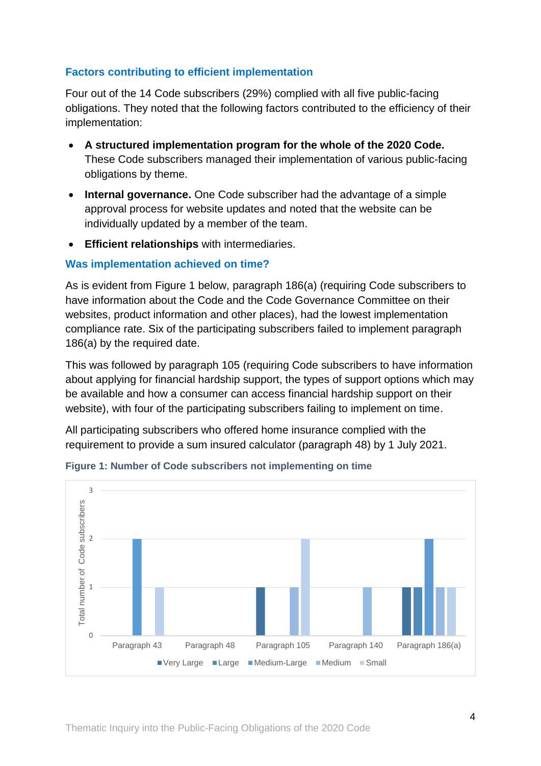### Factors contributing to efficient implementation

Four out of the 14 Code subscribers (29%) complied with all five public-facing obligations. They noted that the following factors contributed to the efficiency of their implementation:

- **A structured implementation program for the whole of the 2020 Code.** These Code subscribers managed their implementation of various public-facing obligations by theme.
- **Internal governance.** One Code subscriber had the advantage of a simple approval process for website updates and noted that the website can be individually updated by a member of the team.
- **Efficient relationships** with intermediaries.

### Was implementation achieved on time?

As is evident from Figure 1 below, paragraph 186(a) (requiring Code subscribers to have information about the Code and the Code Governance Committee on their websites, product information and other places), had the lowest implementation compliance rate. Six of the participating subscribers failed to implement paragraph 186(a) by the required date.

This was followed by paragraph 105 (requiring Code subscribers to have information about applying for financial hardship support, the types of support options which may be available and how a consumer can access financial hardship support on their website), with four of the participating subscribers failing to implement on time.

All participating subscribers who offered home insurance complied with the requirement to provide a sum insured calculator (paragraph 48) by 1 July 2021.

**Figure 1: Number of Code subscribers not implementing on time**

| Total number of Code subscribers | Very Large | Large | Medium-Large | Medium | Small |
|---|---|---|---|---|---|
| Paragraph 43 | 0 | 0 | 2 | 0 | 1 |
| Paragraph 48 | 0 | 0 | 0 | 0 | 0 |
| Paragraph 105 | 1 | 0 | 0 | 1 | 2 |
| Paragraph 140 | 0 | 0 | 0 | 1 | 0 |
| Paragraph 186(a) | 1 | 1 | 2 | 1 | 1 |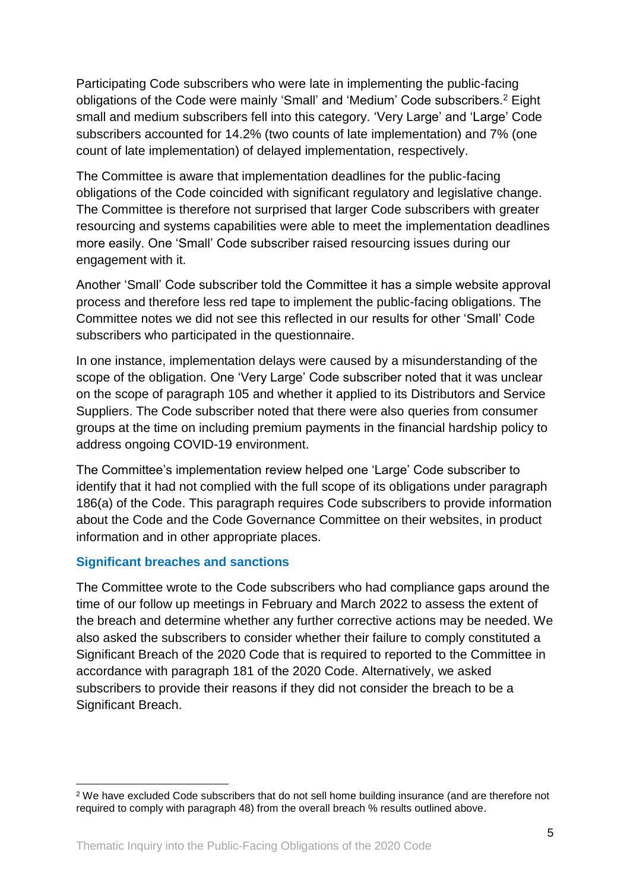Participating Code subscribers who were late in implementing the public-facing obligations of the Code were mainly 'Small' and 'Medium' Code subscribers.[2] Eight small and medium subscribers fell into this category. 'Very Large' and 'Large' Code subscribers accounted for 14.2% (two counts of late implementation) and 7% (one count of late implementation) of delayed implementation, respectively.

The Committee is aware that implementation deadlines for the public-facing obligations of the Code coincided with significant regulatory and legislative change. The Committee is therefore not surprised that larger Code subscribers with greater resourcing and systems capabilities were able to meet the implementation deadlines more easily. One 'Small' Code subscriber raised resourcing issues during our engagement with it.

Another 'Small' Code subscriber told the Committee it has a simple website approval process and therefore less red tape to implement the public-facing obligations. The Committee notes we did not see this reflected in our results for other 'Small' Code subscribers who participated in the questionnaire.

In one instance, implementation delays were caused by a misunderstanding of the scope of the obligation. One 'Very Large' Code subscriber noted that it was unclear on the scope of paragraph 105 and whether it applied to its Distributors and Service Suppliers. The Code subscriber noted that there were also queries from consumer groups at the time on including premium payments in the financial hardship policy to address ongoing COVID-19 environment.

The Committee's implementation review helped one 'Large' Code subscriber to identify that it had not complied with the full scope of its obligations under paragraph 186(a) of the Code. This paragraph requires Code subscribers to provide information about the Code and the Code Governance Committee on their websites, in product information and in other appropriate places.

### Significant breaches and sanctions

The Committee wrote to the Code subscribers who had compliance gaps around the time of our follow up meetings in February and March 2022 to assess the extent of the breach and determine whether any further corrective actions may be needed. We also asked the subscribers to consider whether their failure to comply constituted a Significant Breach of the 2020 Code that is required to reported to the Committee in accordance with paragraph 181 of the 2020 Code. Alternatively, we asked subscribers to provide their reasons if they did not consider the breach to be a Significant Breach.

---

[2] We have excluded Code subscribers that do not sell home building insurance (and are therefore not required to comply with paragraph 48) from the overall breach % results outlined above.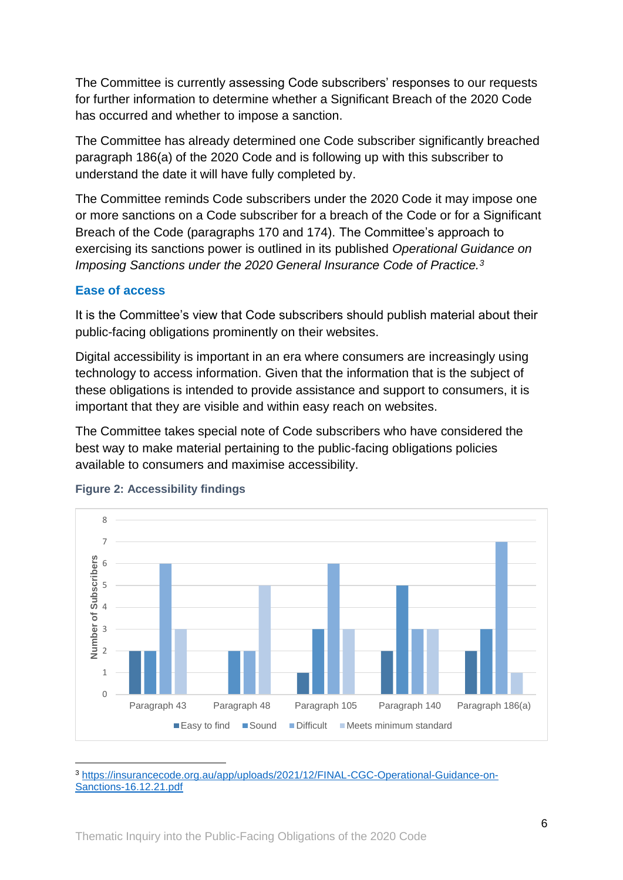The Committee is currently assessing Code subscribers' responses to our requests for further information to determine whether a Significant Breach of the 2020 Code has occurred and whether to impose a sanction.

The Committee has already determined one Code subscriber significantly breached paragraph 186(a) of the 2020 Code and is following up with this subscriber to understand the date it will have fully completed by.

The Committee reminds Code subscribers under the 2020 Code it may impose one or more sanctions on a Code subscriber for a breach of the Code or for a Significant Breach of the Code (paragraphs 170 and 174). The Committee's approach to exercising its sanctions power is outlined in its published *Operational Guidance on Imposing Sanctions under the 2020 General Insurance Code of Practice.*[3]

### Ease of access

It is the Committee's view that Code subscribers should publish material about their public-facing obligations prominently on their websites.

Digital accessibility is important in an era where consumers are increasingly using technology to access information. Given that the information that is the subject of these obligations is intended to provide assistance and support to consumers, it is important that they are visible and within easy reach on websites.

The Committee takes special note of Code subscribers who have considered the best way to make material pertaining to the public-facing obligations policies available to consumers and maximise accessibility.

**Figure 2: Accessibility findings**

| Number of Subscribers | Easy to find | Sound | Difficult | Meets minimum standard |
|---|---|---|---|---|
| Paragraph 43 | 2 | 2 | 6 | 3 |
| Paragraph 48 | 0 | 2 | 2 | 5 |
| Paragraph 105 | 1 | 3 | 6 | 3 |
| Paragraph 140 | 2 | 5 | 3 | 3 |
| Paragraph 186(a) | 2 | 3 | 7 | 1 |

---

[3] https://insurancecode.org.au/app/uploads/2021/12/FINAL-CGC-Operational-Guidance-on-Sanctions-16.12.21.pdf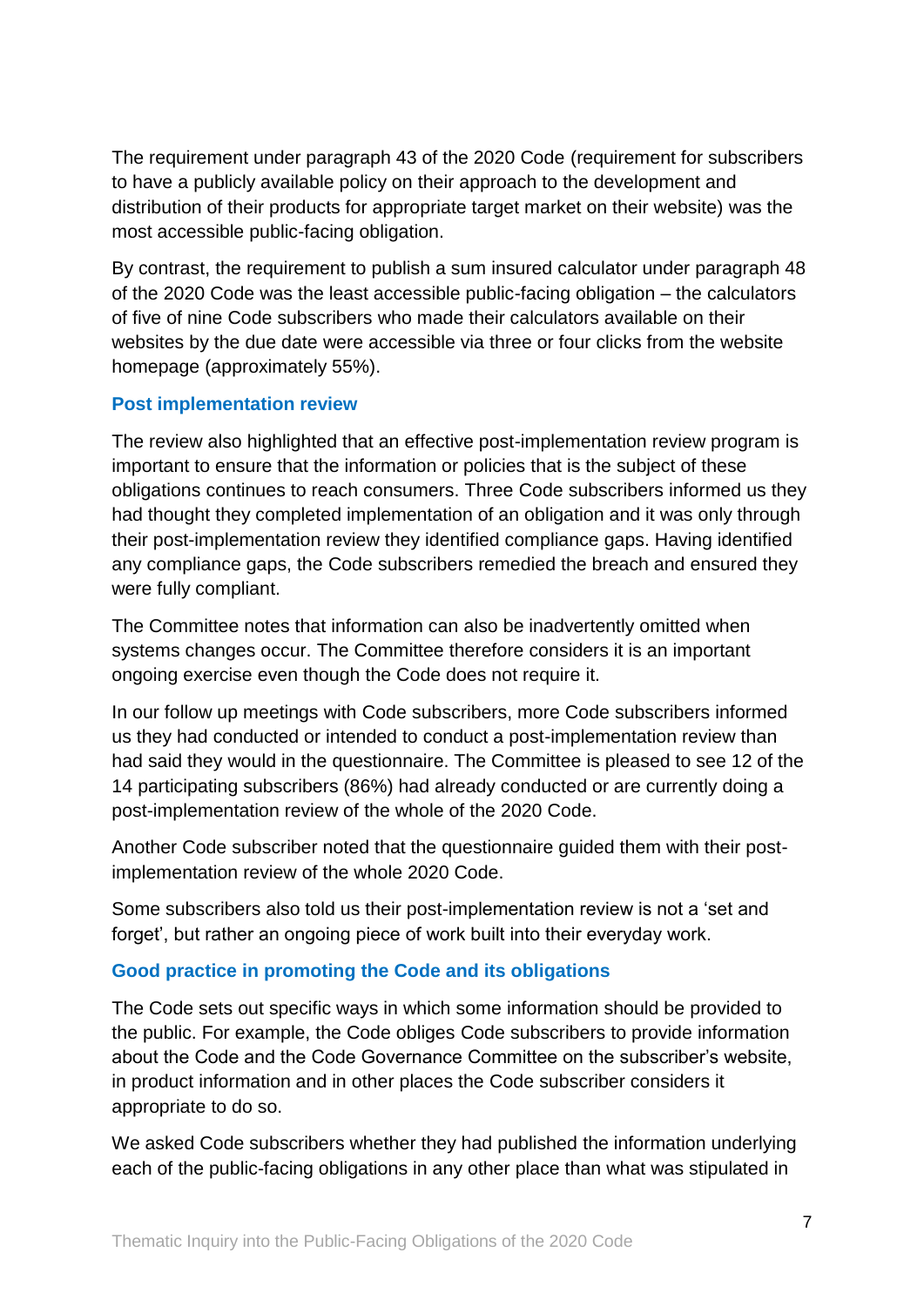The requirement under paragraph 43 of the 2020 Code (requirement for subscribers to have a publicly available policy on their approach to the development and distribution of their products for appropriate target market on their website) was the most accessible public-facing obligation.

By contrast, the requirement to publish a sum insured calculator under paragraph 48 of the 2020 Code was the least accessible public-facing obligation – the calculators of five of nine Code subscribers who made their calculators available on their websites by the due date were accessible via three or four clicks from the website homepage (approximately 55%).

### Post implementation review

The review also highlighted that an effective post-implementation review program is important to ensure that the information or policies that is the subject of these obligations continues to reach consumers. Three Code subscribers informed us they had thought they completed implementation of an obligation and it was only through their post-implementation review they identified compliance gaps. Having identified any compliance gaps, the Code subscribers remedied the breach and ensured they were fully compliant.

The Committee notes that information can also be inadvertently omitted when systems changes occur. The Committee therefore considers it is an important ongoing exercise even though the Code does not require it.

In our follow up meetings with Code subscribers, more Code subscribers informed us they had conducted or intended to conduct a post-implementation review than had said they would in the questionnaire. The Committee is pleased to see 12 of the 14 participating subscribers (86%) had already conducted or are currently doing a post-implementation review of the whole of the 2020 Code.

Another Code subscriber noted that the questionnaire guided them with their post-implementation review of the whole 2020 Code.

Some subscribers also told us their post-implementation review is not a 'set and forget', but rather an ongoing piece of work built into their everyday work.

### Good practice in promoting the Code and its obligations

The Code sets out specific ways in which some information should be provided to the public. For example, the Code obliges Code subscribers to provide information about the Code and the Code Governance Committee on the subscriber's website, in product information and in other places the Code subscriber considers it appropriate to do so.

We asked Code subscribers whether they had published the information underlying each of the public-facing obligations in any other place than what was stipulated in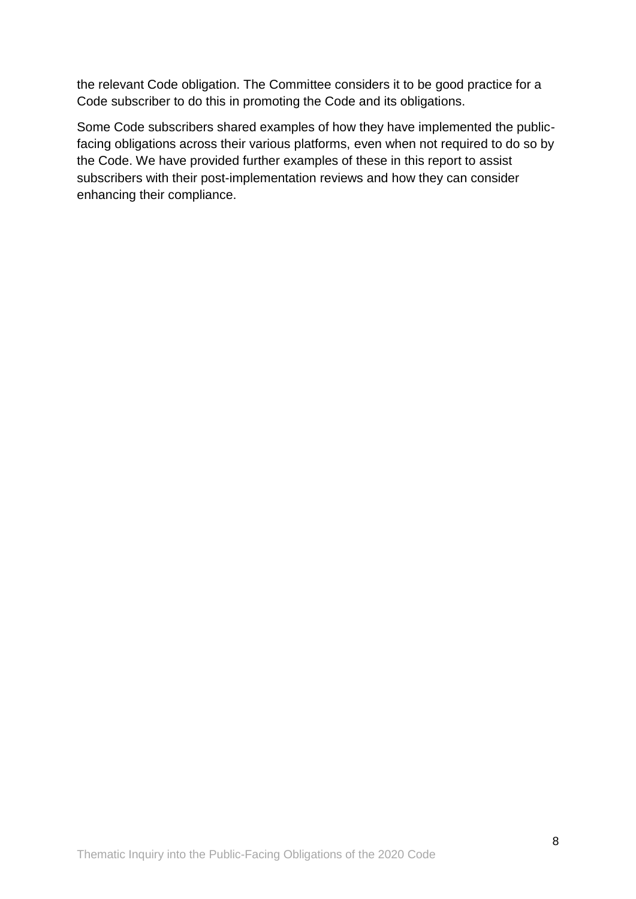the relevant Code obligation. The Committee considers it to be good practice for a Code subscriber to do this in promoting the Code and its obligations.

Some Code subscribers shared examples of how they have implemented the public-facing obligations across their various platforms, even when not required to do so by the Code. We have provided further examples of these in this report to assist subscribers with their post-implementation reviews and how they can consider enhancing their compliance.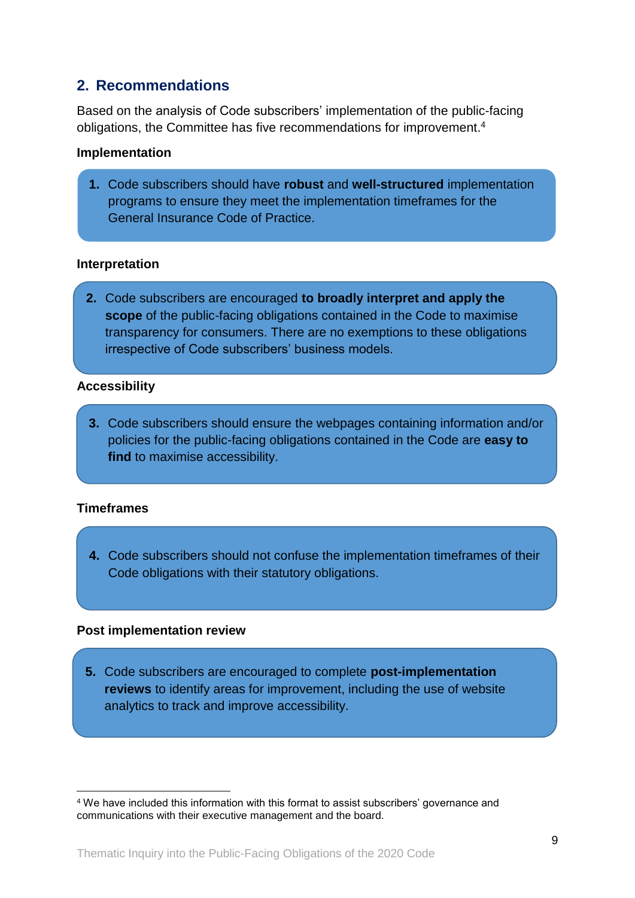## 2. Recommendations

Based on the analysis of Code subscribers' implementation of the public-facing obligations, the Committee has five recommendations for improvement.[4]

**Implementation**

1. Code subscribers should have **robust** and **well-structured** implementation programs to ensure they meet the implementation timeframes for the General Insurance Code of Practice.

**Interpretation**

2. Code subscribers are encouraged **to broadly interpret and apply the scope** of the public-facing obligations contained in the Code to maximise transparency for consumers. There are no exemptions to these obligations irrespective of Code subscribers' business models.

**Accessibility**

3. Code subscribers should ensure the webpages containing information and/or policies for the public-facing obligations contained in the Code are **easy to find** to maximise accessibility.

**Timeframes**

4. Code subscribers should not confuse the implementation timeframes of their Code obligations with their statutory obligations.

**Post implementation review**

5. Code subscribers are encouraged to complete **post-implementation reviews** to identify areas for improvement, including the use of website analytics to track and improve accessibility.

---

[4] We have included this information with this format to assist subscribers' governance and communications with their executive management and the board.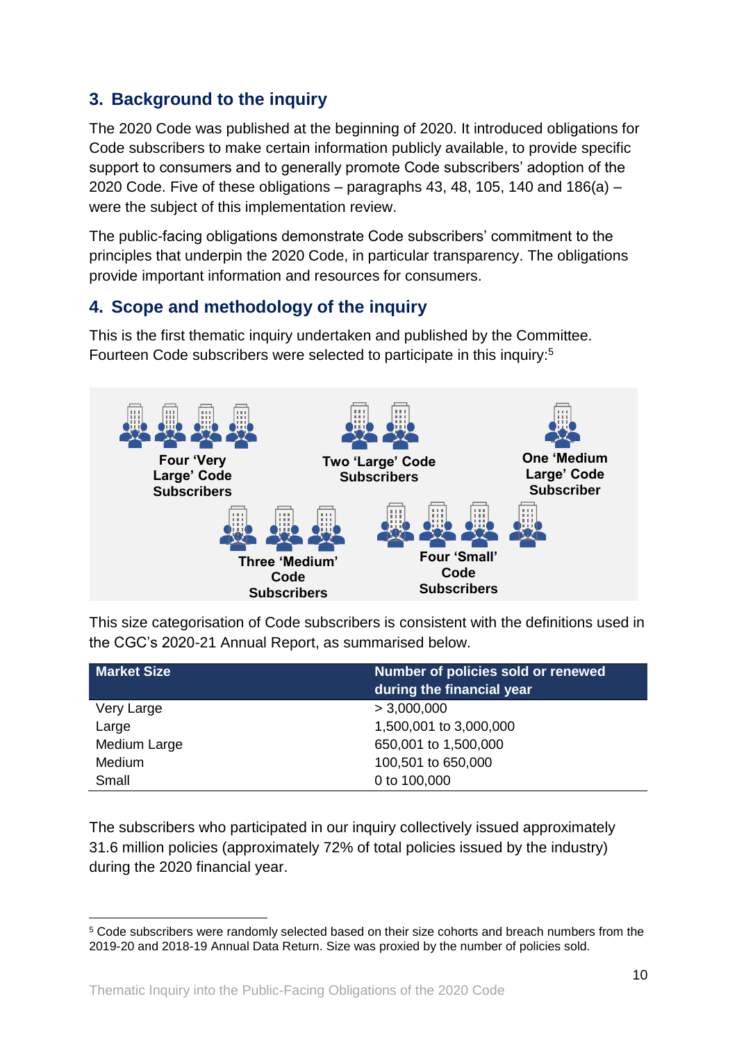## 3. Background to the inquiry

The 2020 Code was published at the beginning of 2020. It introduced obligations for Code subscribers to make certain information publicly available, to provide specific support to consumers and to generally promote Code subscribers' adoption of the 2020 Code. Five of these obligations – paragraphs 43, 48, 105, 140 and 186(a) – were the subject of this implementation review.

The public-facing obligations demonstrate Code subscribers' commitment to the principles that underpin the 2020 Code, in particular transparency. The obligations provide important information and resources for consumers.

## 4. Scope and methodology of the inquiry

This is the first thematic inquiry undertaken and published by the Committee. Fourteen Code subscribers were selected to participate in this inquiry:[5]

**Four 'Very Large' Code Subscribers**

**Two 'Large' Code Subscribers**

**One 'Medium Large' Code Subscriber**

**Three 'Medium' Code Subscribers**

**Four 'Small' Code Subscribers**

This size categorisation of Code subscribers is consistent with the definitions used in the CGC's 2020-21 Annual Report, as summarised below.

| Market Size | Number of policies sold or renewed during the financial year |
| --- | --- |
| Very Large | > 3,000,000 |
| Large | 1,500,001 to 3,000,000 |
| Medium Large | 650,001 to 1,500,000 |
| Medium | 100,501 to 650,000 |
| Small | 0 to 100,000 |

The subscribers who participated in our inquiry collectively issued approximately 31.6 million policies (approximately 72% of total policies issued by the industry) during the 2020 financial year.

[5] Code subscribers were randomly selected based on their size cohorts and breach numbers from the 2019-20 and 2018-19 Annual Data Return. Size was proxied by the number of policies sold.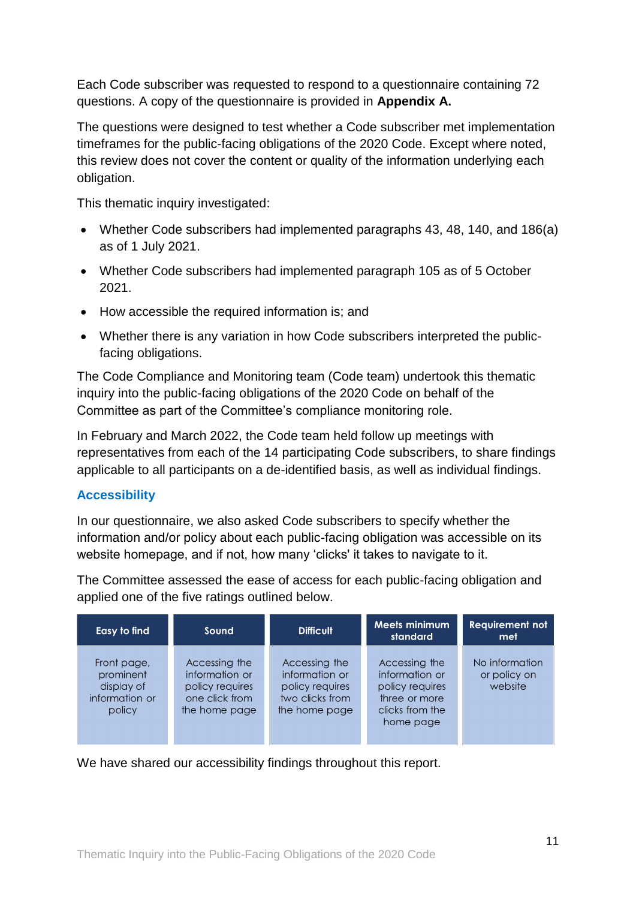Each Code subscriber was requested to respond to a questionnaire containing 72 questions. A copy of the questionnaire is provided in **Appendix A.**

The questions were designed to test whether a Code subscriber met implementation timeframes for the public-facing obligations of the 2020 Code. Except where noted, this review does not cover the content or quality of the information underlying each obligation.

This thematic inquiry investigated:

- Whether Code subscribers had implemented paragraphs 43, 48, 140, and 186(a) as of 1 July 2021.
- Whether Code subscribers had implemented paragraph 105 as of 5 October 2021.
- How accessible the required information is; and
- Whether there is any variation in how Code subscribers interpreted the public-facing obligations.

The Code Compliance and Monitoring team (Code team) undertook this thematic inquiry into the public-facing obligations of the 2020 Code on behalf of the Committee as part of the Committee's compliance monitoring role.

In February and March 2022, the Code team held follow up meetings with representatives from each of the 14 participating Code subscribers, to share findings applicable to all participants on a de-identified basis, as well as individual findings.

## Accessibility

In our questionnaire, we also asked Code subscribers to specify whether the information and/or policy about each public-facing obligation was accessible on its website homepage, and if not, how many 'clicks' it takes to navigate to it.

The Committee assessed the ease of access for each public-facing obligation and applied one of the five ratings outlined below.

| Easy to find | Sound | Difficult | Meets minimum standard | Requirement not met |
|---|---|---|---|---|
| Front page, prominent display of information or policy | Accessing the information or policy requires one click from the home page | Accessing the information or policy requires two clicks from the home page | Accessing the information or policy requires three or more clicks from the home page | No information or policy on website |

We have shared our accessibility findings throughout this report.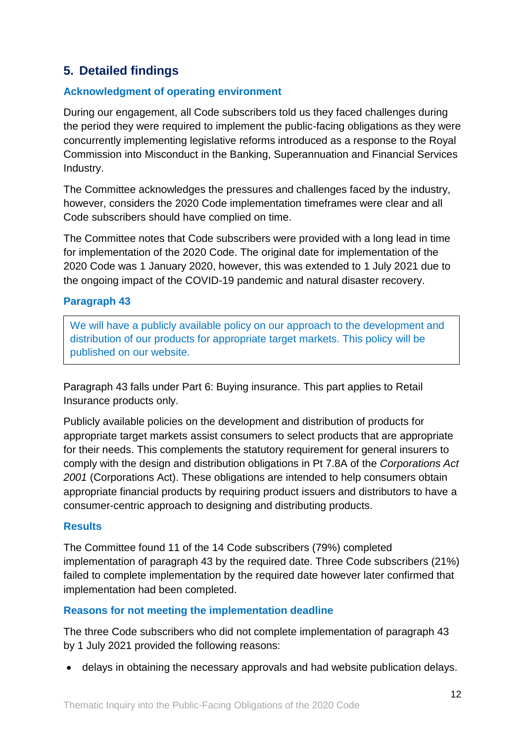## 5. Detailed findings

### Acknowledgment of operating environment

During our engagement, all Code subscribers told us they faced challenges during the period they were required to implement the public-facing obligations as they were concurrently implementing legislative reforms introduced as a response to the Royal Commission into Misconduct in the Banking, Superannuation and Financial Services Industry.

The Committee acknowledges the pressures and challenges faced by the industry, however, considers the 2020 Code implementation timeframes were clear and all Code subscribers should have complied on time.

The Committee notes that Code subscribers were provided with a long lead in time for implementation of the 2020 Code. The original date for implementation of the 2020 Code was 1 January 2020, however, this was extended to 1 July 2021 due to the ongoing impact of the COVID-19 pandemic and natural disaster recovery.

### Paragraph 43

> We will have a publicly available policy on our approach to the development and distribution of our products for appropriate target markets. This policy will be published on our website.

Paragraph 43 falls under Part 6: Buying insurance. This part applies to Retail Insurance products only.

Publicly available policies on the development and distribution of products for appropriate target markets assist consumers to select products that are appropriate for their needs. This complements the statutory requirement for general insurers to comply with the design and distribution obligations in Pt 7.8A of the *Corporations Act 2001* (Corporations Act). These obligations are intended to help consumers obtain appropriate financial products by requiring product issuers and distributors to have a consumer-centric approach to designing and distributing products.

### Results

The Committee found 11 of the 14 Code subscribers (79%) completed implementation of paragraph 43 by the required date. Three Code subscribers (21%) failed to complete implementation by the required date however later confirmed that implementation had been completed.

### Reasons for not meeting the implementation deadline

The three Code subscribers who did not complete implementation of paragraph 43 by 1 July 2021 provided the following reasons:

- delays in obtaining the necessary approvals and had website publication delays.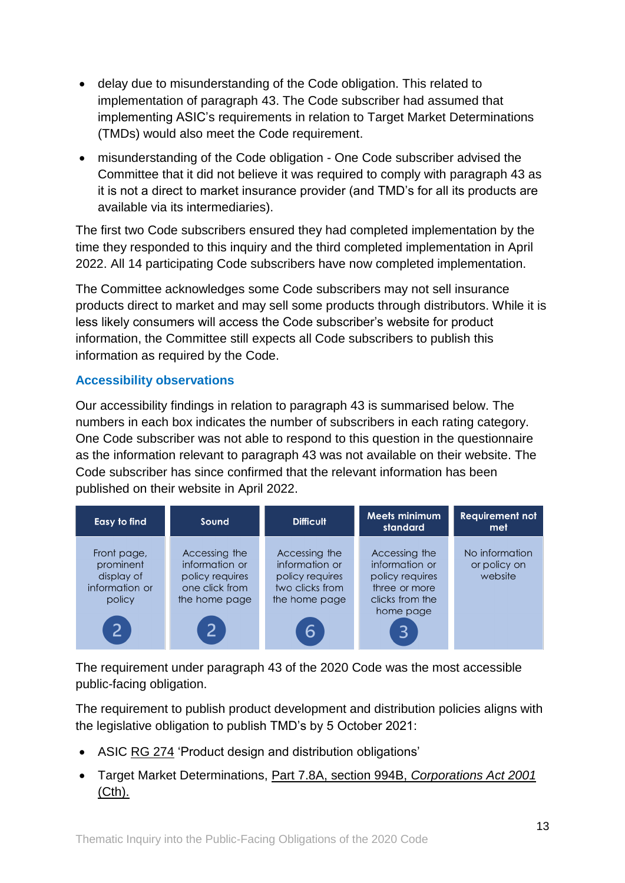- delay due to misunderstanding of the Code obligation. This related to implementation of paragraph 43. The Code subscriber had assumed that implementing ASIC's requirements in relation to Target Market Determinations (TMDs) would also meet the Code requirement.
- misunderstanding of the Code obligation - One Code subscriber advised the Committee that it did not believe it was required to comply with paragraph 43 as it is not a direct to market insurance provider (and TMD's for all its products are available via its intermediaries).

The first two Code subscribers ensured they had completed implementation by the time they responded to this inquiry and the third completed implementation in April 2022. All 14 participating Code subscribers have now completed implementation.

The Committee acknowledges some Code subscribers may not sell insurance products direct to market and may sell some products through distributors. While it is less likely consumers will access the Code subscriber's website for product information, the Committee still expects all Code subscribers to publish this information as required by the Code.

### Accessibility observations

Our accessibility findings in relation to paragraph 43 is summarised below. The numbers in each box indicates the number of subscribers in each rating category. One Code subscriber was not able to respond to this question in the questionnaire as the information relevant to paragraph 43 was not available on their website. The Code subscriber has since confirmed that the relevant information has been published on their website in April 2022.

| Easy to find | Sound | Difficult | Meets minimum standard | Requirement not met |
|---|---|---|---|---|
| Front page, prominent display of information or policy | Accessing the information or policy requires one click from the home page | Accessing the information or policy requires two clicks from the home page | Accessing the information or policy requires three or more clicks from the home page | No information or policy on website |
| 2 | 2 | 6 | 3 | |

The requirement under paragraph 43 of the 2020 Code was the most accessible public-facing obligation.

The requirement to publish product development and distribution policies aligns with the legislative obligation to publish TMD's by 5 October 2021:

- ASIC RG 274 'Product design and distribution obligations'
- Target Market Determinations, Part 7.8A, section 994B, *Corporations Act 2001* (Cth).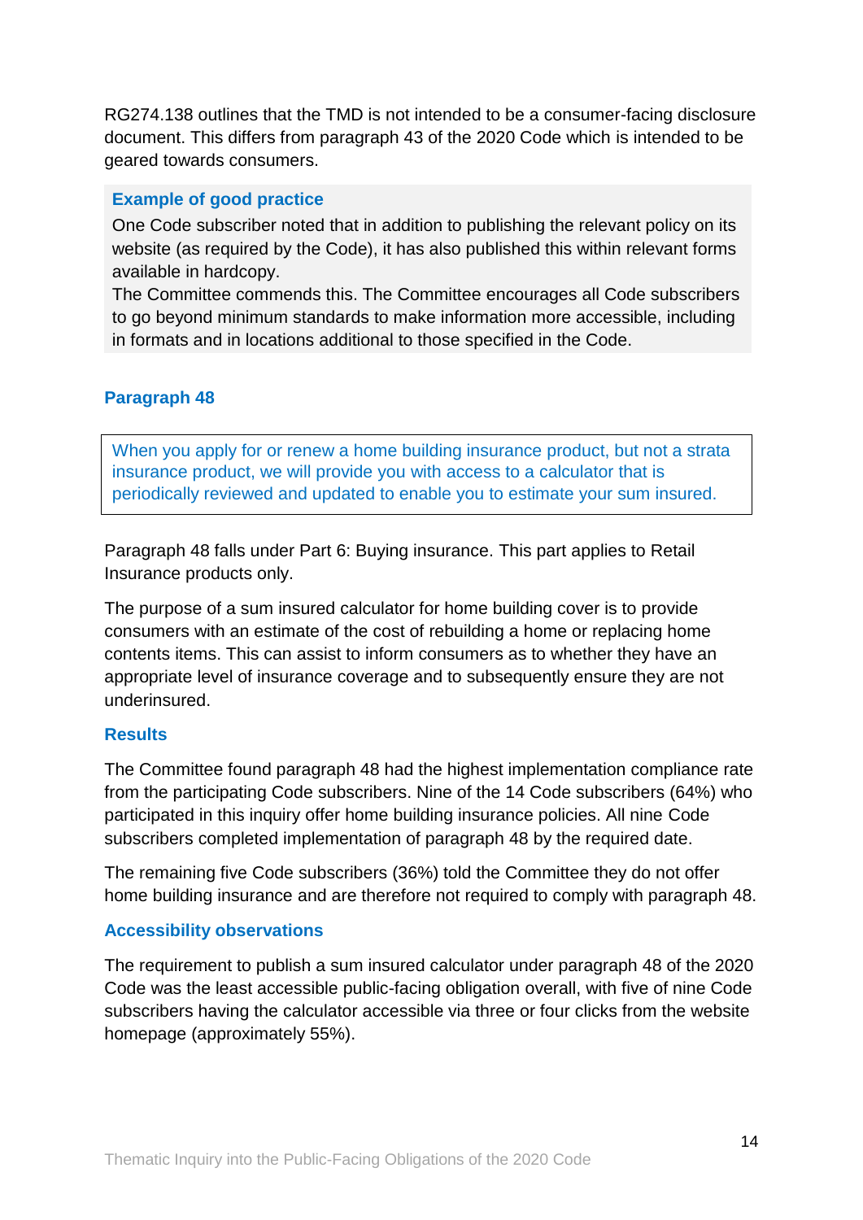RG274.138 outlines that the TMD is not intended to be a consumer-facing disclosure document. This differs from paragraph 43 of the 2020 Code which is intended to be geared towards consumers.

> **Example of good practice**
>
> One Code subscriber noted that in addition to publishing the relevant policy on its website (as required by the Code), it has also published this within relevant forms available in hardcopy.
>
> The Committee commends this. The Committee encourages all Code subscribers to go beyond minimum standards to make information more accessible, including in formats and in locations additional to those specified in the Code.

### Paragraph 48

> When you apply for or renew a home building insurance product, but not a strata insurance product, we will provide you with access to a calculator that is periodically reviewed and updated to enable you to estimate your sum insured.

Paragraph 48 falls under Part 6: Buying insurance. This part applies to Retail Insurance products only.

The purpose of a sum insured calculator for home building cover is to provide consumers with an estimate of the cost of rebuilding a home or replacing home contents items. This can assist to inform consumers as to whether they have an appropriate level of insurance coverage and to subsequently ensure they are not underinsured.

#### Results

The Committee found paragraph 48 had the highest implementation compliance rate from the participating Code subscribers. Nine of the 14 Code subscribers (64%) who participated in this inquiry offer home building insurance policies. All nine Code subscribers completed implementation of paragraph 48 by the required date.

The remaining five Code subscribers (36%) told the Committee they do not offer home building insurance and are therefore not required to comply with paragraph 48.

#### Accessibility observations

The requirement to publish a sum insured calculator under paragraph 48 of the 2020 Code was the least accessible public-facing obligation overall, with five of nine Code subscribers having the calculator accessible via three or four clicks from the website homepage (approximately 55%).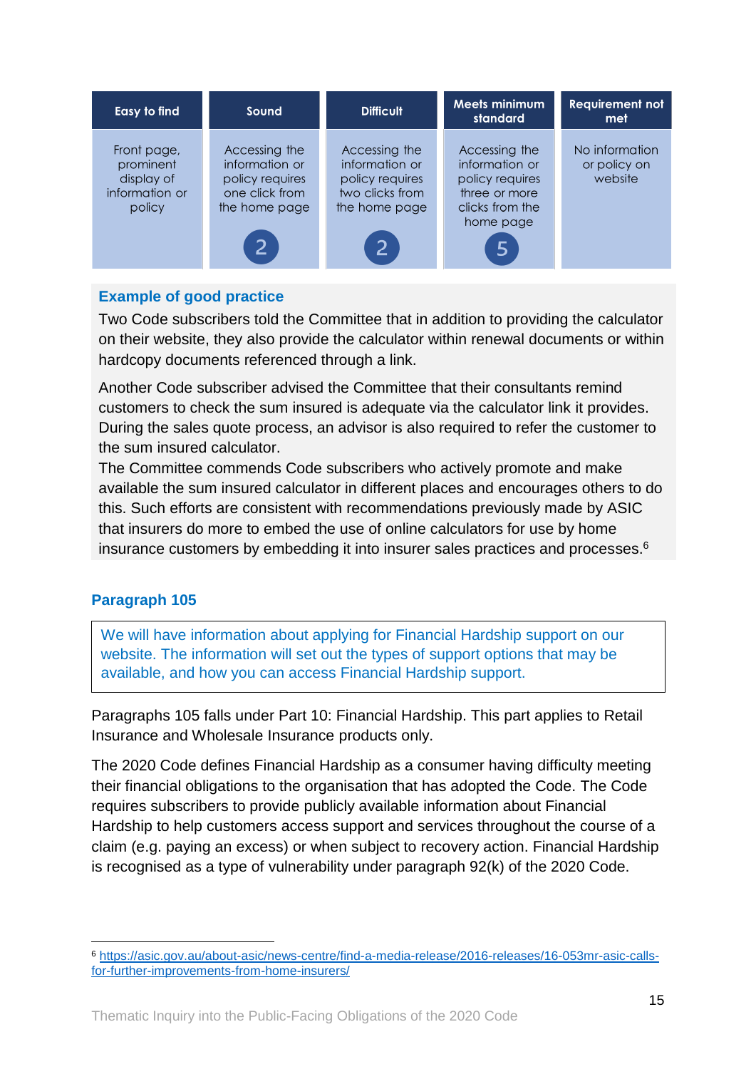| Easy to find | Sound | Difficult | Meets minimum standard | Requirement not met |
| --- | --- | --- | --- | --- |
| Front page, prominent display of information or policy | Accessing the information or policy requires one click from the home page | Accessing the information or policy requires two clicks from the home page | Accessing the information or policy requires three or more clicks from the home page | No information or policy on website |
| | 2 | 2 | 5 | |

**Example of good practice**

Two Code subscribers told the Committee that in addition to providing the calculator on their website, they also provide the calculator within renewal documents or within hardcopy documents referenced through a link.

Another Code subscriber advised the Committee that their consultants remind customers to check the sum insured is adequate via the calculator link it provides. During the sales quote process, an advisor is also required to refer the customer to the sum insured calculator.

The Committee commends Code subscribers who actively promote and make available the sum insured calculator in different places and encourages others to do this. Such efforts are consistent with recommendations previously made by ASIC that insurers do more to embed the use of online calculators for use by home insurance customers by embedding it into insurer sales practices and processes.[6]

### Paragraph 105

> We will have information about applying for Financial Hardship support on our website. The information will set out the types of support options that may be available, and how you can access Financial Hardship support.

Paragraphs 105 falls under Part 10: Financial Hardship. This part applies to Retail Insurance and Wholesale Insurance products only.

The 2020 Code defines Financial Hardship as a consumer having difficulty meeting their financial obligations to the organisation that has adopted the Code. The Code requires subscribers to provide publicly available information about Financial Hardship to help customers access support and services throughout the course of a claim (e.g. paying an excess) or when subject to recovery action. Financial Hardship is recognised as a type of vulnerability under paragraph 92(k) of the 2020 Code.

[6] https://asic.gov.au/about-asic/news-centre/find-a-media-release/2016-releases/16-053mr-asic-calls-for-further-improvements-from-home-insurers/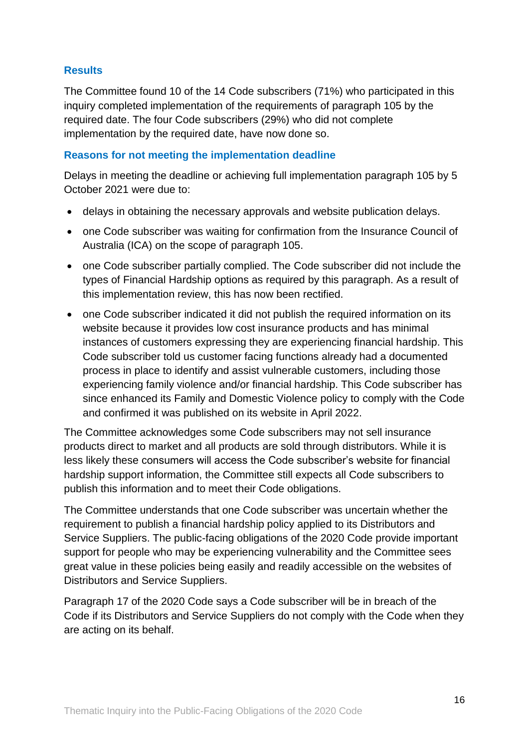### Results

The Committee found 10 of the 14 Code subscribers (71%) who participated in this inquiry completed implementation of the requirements of paragraph 105 by the required date. The four Code subscribers (29%) who did not complete implementation by the required date, have now done so.

### Reasons for not meeting the implementation deadline

Delays in meeting the deadline or achieving full implementation paragraph 105 by 5 October 2021 were due to:

- delays in obtaining the necessary approvals and website publication delays.
- one Code subscriber was waiting for confirmation from the Insurance Council of Australia (ICA) on the scope of paragraph 105.
- one Code subscriber partially complied. The Code subscriber did not include the types of Financial Hardship options as required by this paragraph. As a result of this implementation review, this has now been rectified.
- one Code subscriber indicated it did not publish the required information on its website because it provides low cost insurance products and has minimal instances of customers expressing they are experiencing financial hardship. This Code subscriber told us customer facing functions already had a documented process in place to identify and assist vulnerable customers, including those experiencing family violence and/or financial hardship. This Code subscriber has since enhanced its Family and Domestic Violence policy to comply with the Code and confirmed it was published on its website in April 2022.

The Committee acknowledges some Code subscribers may not sell insurance products direct to market and all products are sold through distributors. While it is less likely these consumers will access the Code subscriber's website for financial hardship support information, the Committee still expects all Code subscribers to publish this information and to meet their Code obligations.

The Committee understands that one Code subscriber was uncertain whether the requirement to publish a financial hardship policy applied to its Distributors and Service Suppliers. The public-facing obligations of the 2020 Code provide important support for people who may be experiencing vulnerability and the Committee sees great value in these policies being easily and readily accessible on the websites of Distributors and Service Suppliers.

Paragraph 17 of the 2020 Code says a Code subscriber will be in breach of the Code if its Distributors and Service Suppliers do not comply with the Code when they are acting on its behalf.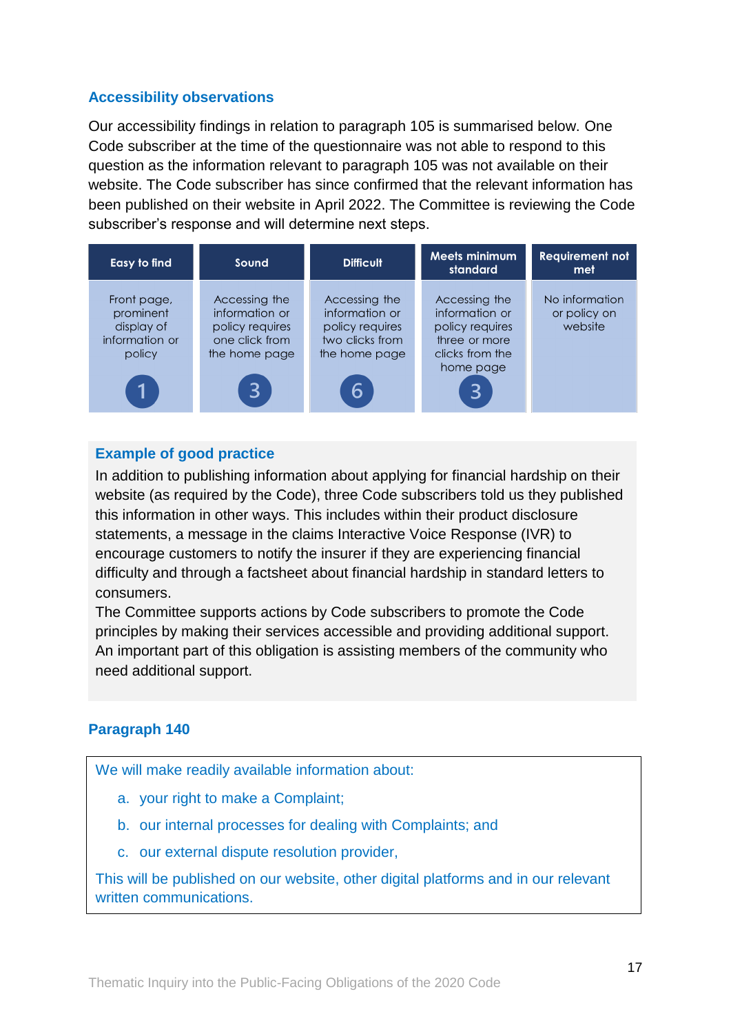### Accessibility observations

Our accessibility findings in relation to paragraph 105 is summarised below. One Code subscriber at the time of the questionnaire was not able to respond to this question as the information relevant to paragraph 105 was not available on their website. The Code subscriber has since confirmed that the relevant information has been published on their website in April 2022. The Committee is reviewing the Code subscriber's response and will determine next steps.

| Easy to find | Sound | Difficult | Meets minimum standard | Requirement not met |
|---|---|---|---|---|
| Front page, prominent display of information or policy | Accessing the information or policy requires one click from the home page | Accessing the information or policy requires two clicks from the home page | Accessing the information or policy requires three or more clicks from the home page | No information or policy on website |
| 1 | 3 | 6 | 3 | |

### Example of good practice

In addition to publishing information about applying for financial hardship on their website (as required by the Code), three Code subscribers told us they published this information in other ways. This includes within their product disclosure statements, a message in the claims Interactive Voice Response (IVR) to encourage customers to notify the insurer if they are experiencing financial difficulty and through a factsheet about financial hardship in standard letters to consumers.

The Committee supports actions by Code subscribers to promote the Code principles by making their services accessible and providing additional support. An important part of this obligation is assisting members of the community who need additional support.

### Paragraph 140

We will make readily available information about:

a. your right to make a Complaint;

b. our internal processes for dealing with Complaints; and

c. our external dispute resolution provider,

This will be published on our website, other digital platforms and in our relevant written communications.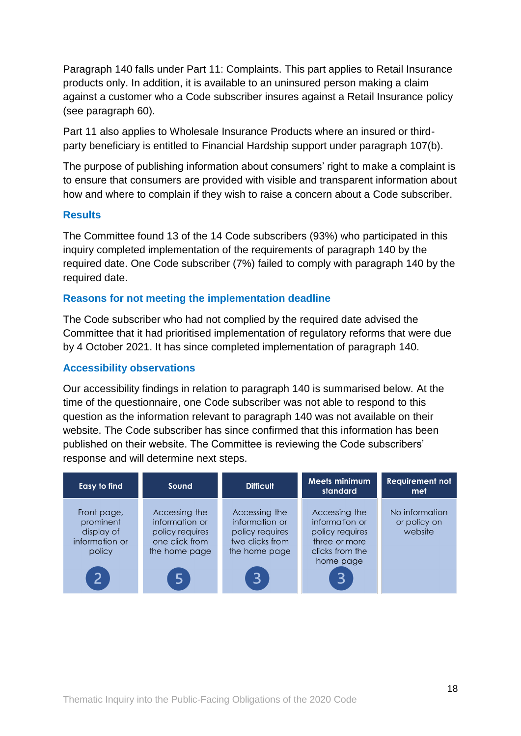Paragraph 140 falls under Part 11: Complaints. This part applies to Retail Insurance products only. In addition, it is available to an uninsured person making a claim against a customer who a Code subscriber insures against a Retail Insurance policy (see paragraph 60).

Part 11 also applies to Wholesale Insurance Products where an insured or third-party beneficiary is entitled to Financial Hardship support under paragraph 107(b).

The purpose of publishing information about consumers' right to make a complaint is to ensure that consumers are provided with visible and transparent information about how and where to complain if they wish to raise a concern about a Code subscriber.

### Results

The Committee found 13 of the 14 Code subscribers (93%) who participated in this inquiry completed implementation of the requirements of paragraph 140 by the required date. One Code subscriber (7%) failed to comply with paragraph 140 by the required date.

### Reasons for not meeting the implementation deadline

The Code subscriber who had not complied by the required date advised the Committee that it had prioritised implementation of regulatory reforms that were due by 4 October 2021. It has since completed implementation of paragraph 140.

### Accessibility observations

Our accessibility findings in relation to paragraph 140 is summarised below. At the time of the questionnaire, one Code subscriber was not able to respond to this question as the information relevant to paragraph 140 was not available on their website. The Code subscriber has since confirmed that this information has been published on their website. The Committee is reviewing the Code subscribers' response and will determine next steps.

| Easy to find | Sound | Difficult | Meets minimum standard | Requirement not met |
|---|---|---|---|---|
| Front page, prominent display of information or policy | Accessing the information or policy requires one click from the home page | Accessing the information or policy requires two clicks from the home page | Accessing the information or policy requires three or more clicks from the home page | No information or policy on website |
| 2 | 5 | 3 | 3 | |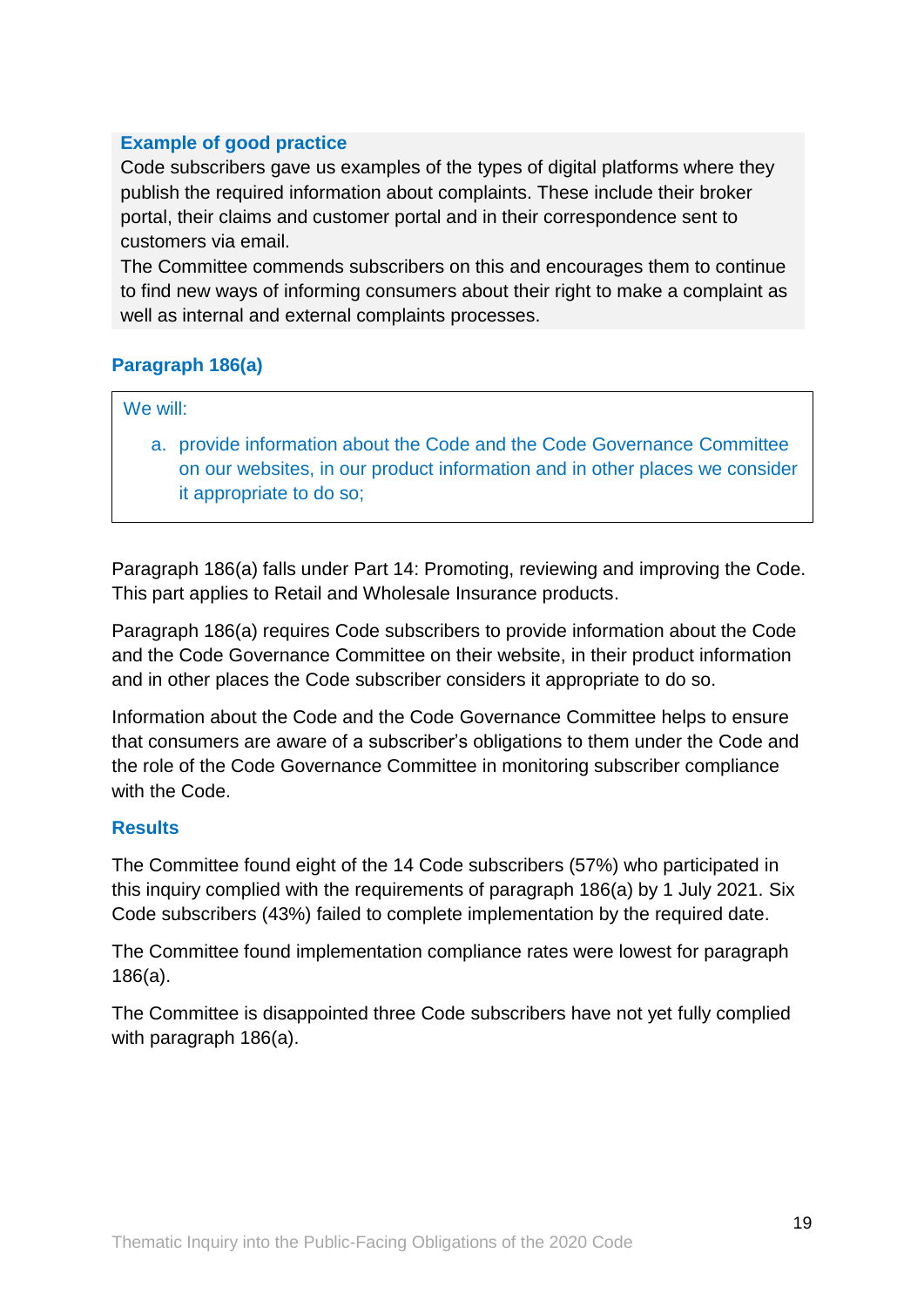**Example of good practice**

Code subscribers gave us examples of the types of digital platforms where they publish the required information about complaints. These include their broker portal, their claims and customer portal and in their correspondence sent to customers via email.

The Committee commends subscribers on this and encourages them to continue to find new ways of informing consumers about their right to make a complaint as well as internal and external complaints processes.

### Paragraph 186(a)

> We will:
>
> a. provide information about the Code and the Code Governance Committee on our websites, in our product information and in other places we consider it appropriate to do so;

Paragraph 186(a) falls under Part 14: Promoting, reviewing and improving the Code. This part applies to Retail and Wholesale Insurance products.

Paragraph 186(a) requires Code subscribers to provide information about the Code and the Code Governance Committee on their website, in their product information and in other places the Code subscriber considers it appropriate to do so.

Information about the Code and the Code Governance Committee helps to ensure that consumers are aware of a subscriber's obligations to them under the Code and the role of the Code Governance Committee in monitoring subscriber compliance with the Code.

### Results

The Committee found eight of the 14 Code subscribers (57%) who participated in this inquiry complied with the requirements of paragraph 186(a) by 1 July 2021. Six Code subscribers (43%) failed to complete implementation by the required date.

The Committee found implementation compliance rates were lowest for paragraph 186(a).

The Committee is disappointed three Code subscribers have not yet fully complied with paragraph 186(a).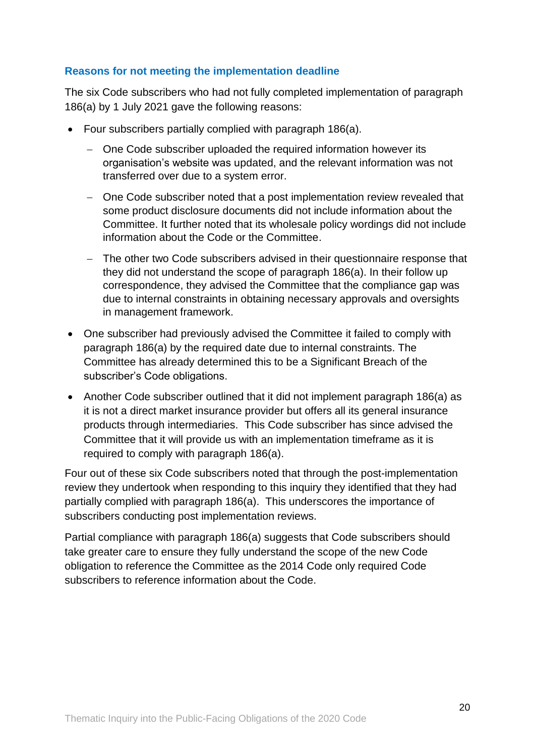### Reasons for not meeting the implementation deadline

The six Code subscribers who had not fully completed implementation of paragraph 186(a) by 1 July 2021 gave the following reasons:

- Four subscribers partially complied with paragraph 186(a).
  - One Code subscriber uploaded the required information however its organisation's website was updated, and the relevant information was not transferred over due to a system error.
  - One Code subscriber noted that a post implementation review revealed that some product disclosure documents did not include information about the Committee. It further noted that its wholesale policy wordings did not include information about the Code or the Committee.
  - The other two Code subscribers advised in their questionnaire response that they did not understand the scope of paragraph 186(a). In their follow up correspondence, they advised the Committee that the compliance gap was due to internal constraints in obtaining necessary approvals and oversights in management framework.
- One subscriber had previously advised the Committee it failed to comply with paragraph 186(a) by the required date due to internal constraints. The Committee has already determined this to be a Significant Breach of the subscriber's Code obligations.
- Another Code subscriber outlined that it did not implement paragraph 186(a) as it is not a direct market insurance provider but offers all its general insurance products through intermediaries. This Code subscriber has since advised the Committee that it will provide us with an implementation timeframe as it is required to comply with paragraph 186(a).

Four out of these six Code subscribers noted that through the post-implementation review they undertook when responding to this inquiry they identified that they had partially complied with paragraph 186(a). This underscores the importance of subscribers conducting post implementation reviews.

Partial compliance with paragraph 186(a) suggests that Code subscribers should take greater care to ensure they fully understand the scope of the new Code obligation to reference the Committee as the 2014 Code only required Code subscribers to reference information about the Code.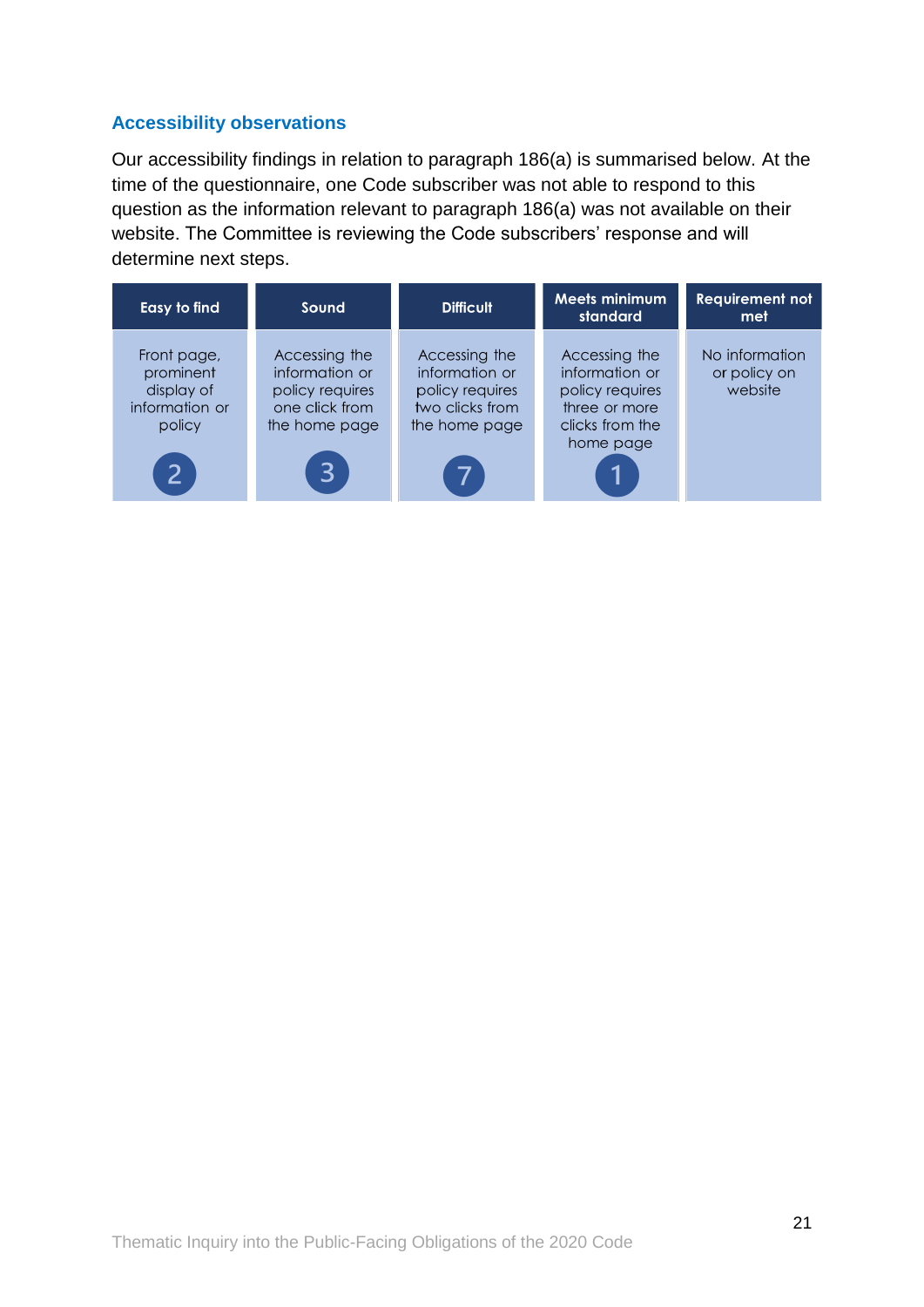### Accessibility observations

Our accessibility findings in relation to paragraph 186(a) is summarised below. At the time of the questionnaire, one Code subscriber was not able to respond to this question as the information relevant to paragraph 186(a) was not available on their website. The Committee is reviewing the Code subscribers' response and will determine next steps.

| Easy to find | Sound | Difficult | Meets minimum standard | Requirement not met |
|---|---|---|---|---|
| Front page, prominent display of information or policy | Accessing the information or policy requires one click from the home page | Accessing the information or policy requires two clicks from the home page | Accessing the information or policy requires three or more clicks from the home page | No information or policy on website |
| 2 | 3 | 7 | 1 | |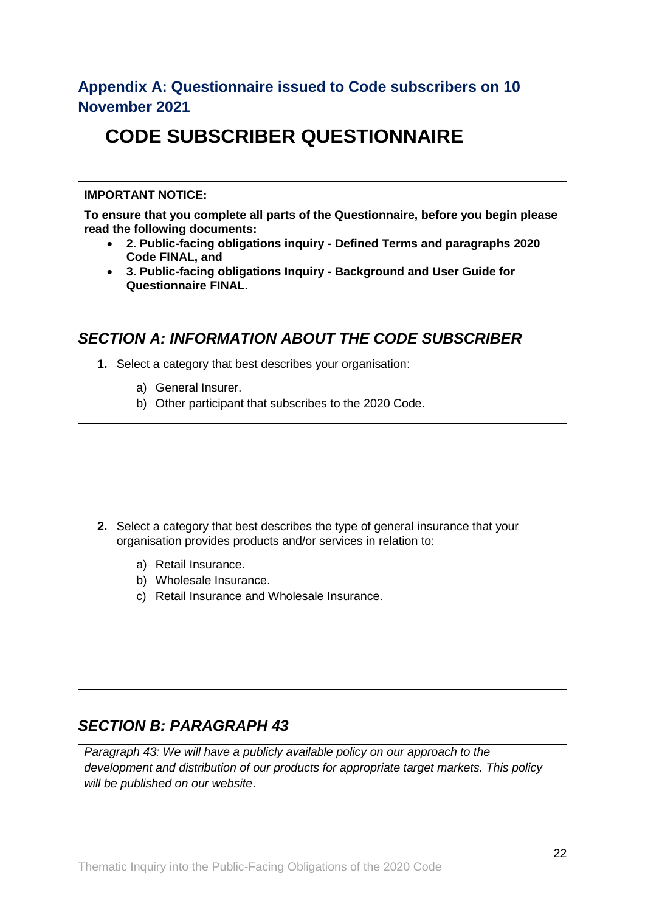## Appendix A: Questionnaire issued to Code subscribers on 10 November 2021

# CODE SUBSCRIBER QUESTIONNAIRE

**IMPORTANT NOTICE:**

**To ensure that you complete all parts of the Questionnaire, before you begin please read the following documents:**

- **2. Public-facing obligations inquiry - Defined Terms and paragraphs 2020 Code FINAL, and**
- **3. Public-facing obligations Inquiry - Background and User Guide for Questionnaire FINAL.**

## *SECTION A: INFORMATION ABOUT THE CODE SUBSCRIBER*

**1.** Select a category that best describes your organisation:

   a) General Insurer.
   b) Other participant that subscribes to the 2020 Code.

**2.** Select a category that best describes the type of general insurance that your organisation provides products and/or services in relation to:

   a) Retail Insurance.
   b) Wholesale Insurance.
   c) Retail Insurance and Wholesale Insurance.

## *SECTION B: PARAGRAPH 43*

*Paragraph 43: We will have a publicly available policy on our approach to the development and distribution of our products for appropriate target markets. This policy will be published on our website*.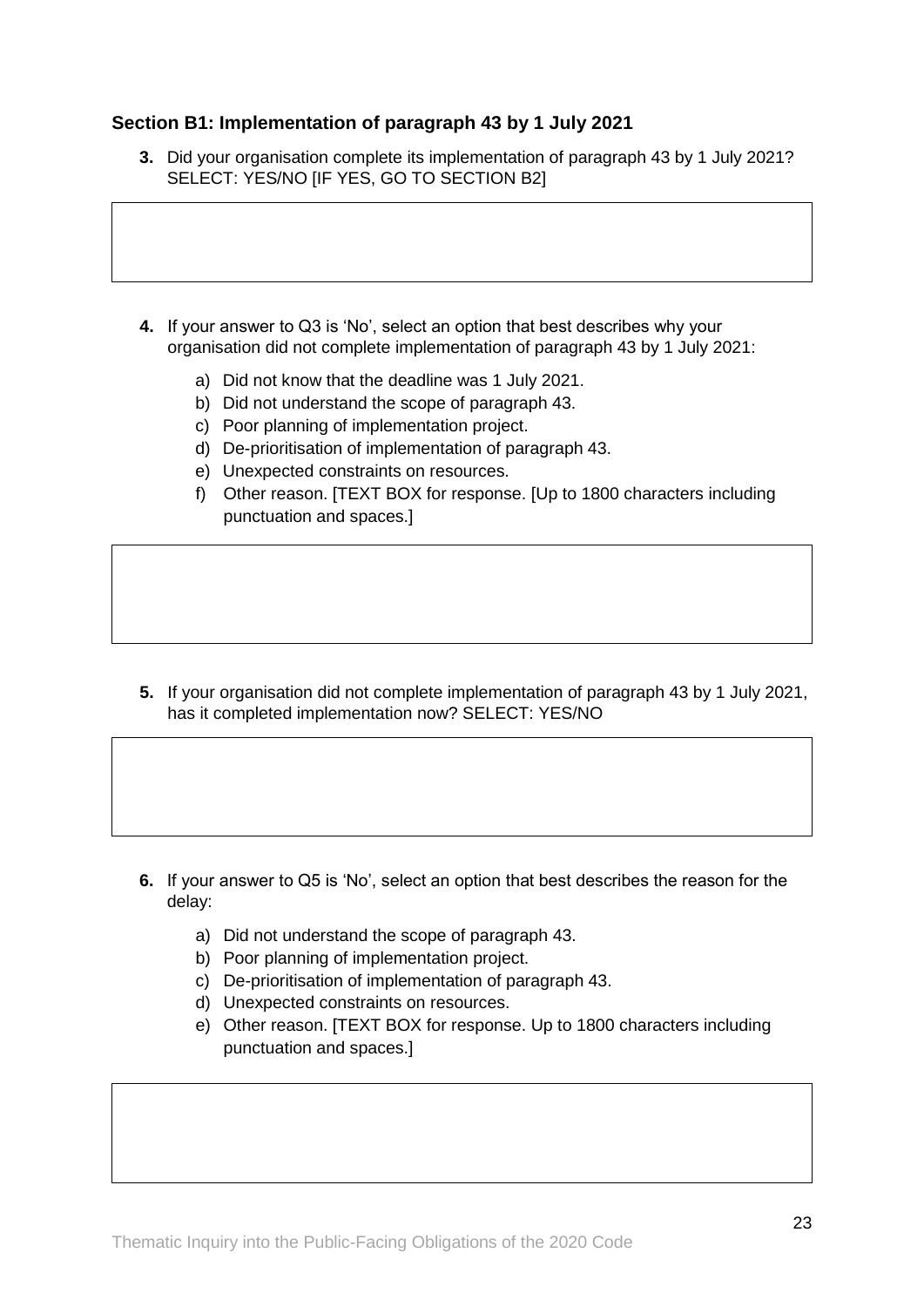### Section B1: Implementation of paragraph 43 by 1 July 2021

**3.** Did your organisation complete its implementation of paragraph 43 by 1 July 2021? SELECT: YES/NO [IF YES, GO TO SECTION B2]

**4.** If your answer to Q3 is 'No', select an option that best describes why your organisation did not complete implementation of paragraph 43 by 1 July 2021:

a) Did not know that the deadline was 1 July 2021.
b) Did not understand the scope of paragraph 43.
c) Poor planning of implementation project.
d) De-prioritisation of implementation of paragraph 43.
e) Unexpected constraints on resources.
f) Other reason. [TEXT BOX for response. [Up to 1800 characters including punctuation and spaces.]

**5.** If your organisation did not complete implementation of paragraph 43 by 1 July 2021, has it completed implementation now? SELECT: YES/NO

**6.** If your answer to Q5 is 'No', select an option that best describes the reason for the delay:

a) Did not understand the scope of paragraph 43.
b) Poor planning of implementation project.
c) De-prioritisation of implementation of paragraph 43.
d) Unexpected constraints on resources.
e) Other reason. [TEXT BOX for response. Up to 1800 characters including punctuation and spaces.]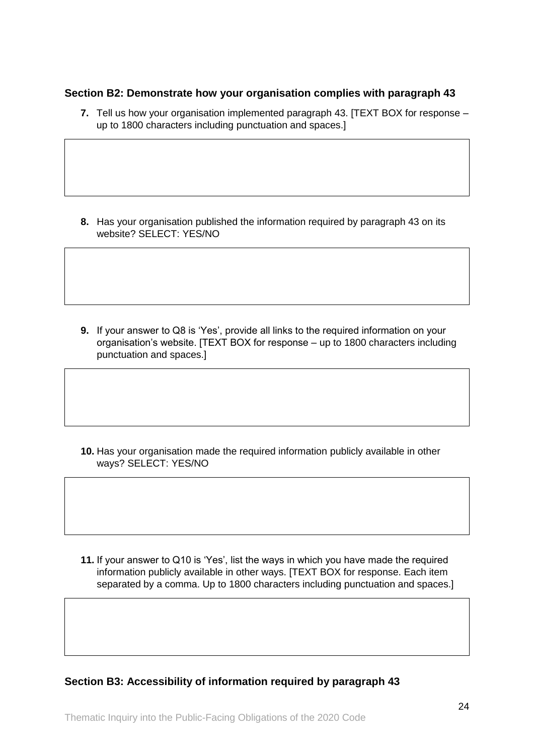### Section B2: Demonstrate how your organisation complies with paragraph 43

**7.** Tell us how your organisation implemented paragraph 43. [TEXT BOX for response – up to 1800 characters including punctuation and spaces.]

**8.** Has your organisation published the information required by paragraph 43 on its website? SELECT: YES/NO

**9.** If your answer to Q8 is 'Yes', provide all links to the required information on your organisation's website. [TEXT BOX for response – up to 1800 characters including punctuation and spaces.]

**10.** Has your organisation made the required information publicly available in other ways? SELECT: YES/NO

**11.** If your answer to Q10 is 'Yes', list the ways in which you have made the required information publicly available in other ways. [TEXT BOX for response. Each item separated by a comma. Up to 1800 characters including punctuation and spaces.]

### Section B3: Accessibility of information required by paragraph 43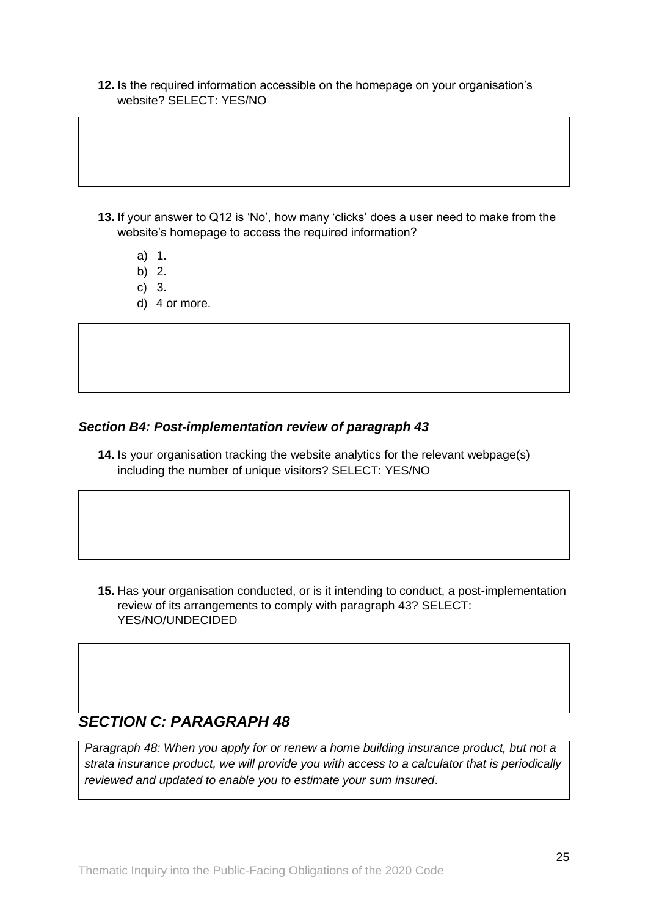**12.** Is the required information accessible on the homepage on your organisation's website? SELECT: YES/NO

**13.** If your answer to Q12 is 'No', how many 'clicks' does a user need to make from the website's homepage to access the required information?

a) 1.
b) 2.
c) 3.
d) 4 or more.

### *Section B4: Post-implementation review of paragraph 43*

**14.** Is your organisation tracking the website analytics for the relevant webpage(s) including the number of unique visitors? SELECT: YES/NO

**15.** Has your organisation conducted, or is it intending to conduct, a post-implementation review of its arrangements to comply with paragraph 43? SELECT: YES/NO/UNDECIDED

## *SECTION C: PARAGRAPH 48*

*Paragraph 48: When you apply for or renew a home building insurance product, but not a strata insurance product, we will provide you with access to a calculator that is periodically reviewed and updated to enable you to estimate your sum insured*.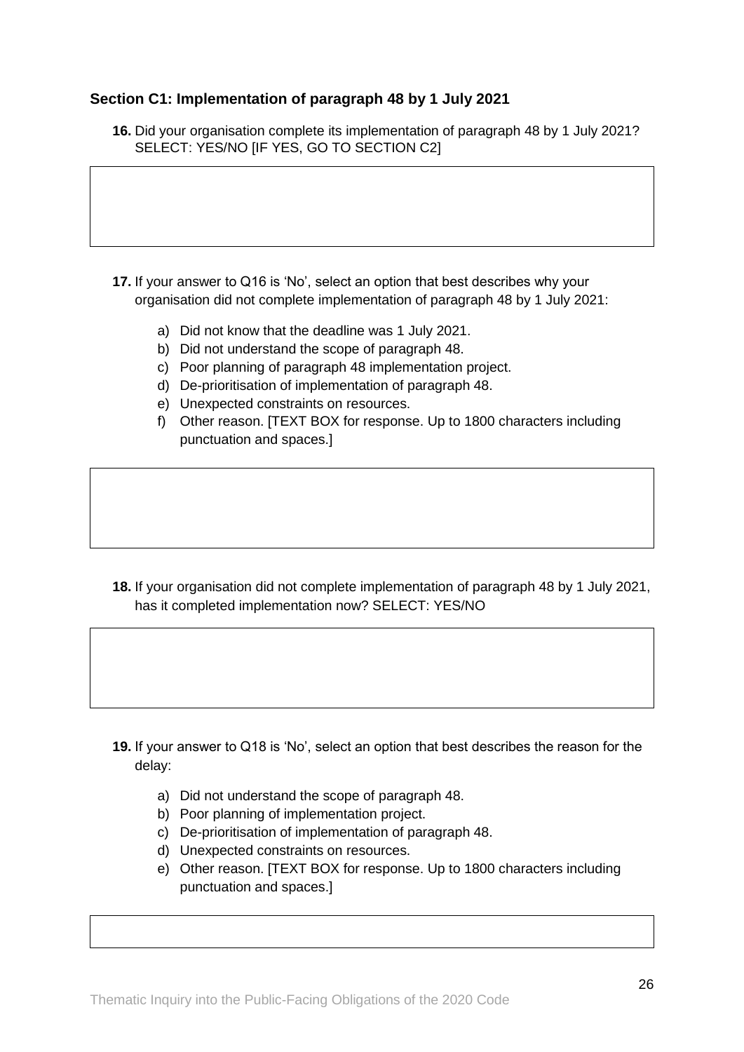### Section C1: Implementation of paragraph 48 by 1 July 2021

**16.** Did your organisation complete its implementation of paragraph 48 by 1 July 2021? SELECT: YES/NO [IF YES, GO TO SECTION C2]

**17.** If your answer to Q16 is 'No', select an option that best describes why your organisation did not complete implementation of paragraph 48 by 1 July 2021:

a) Did not know that the deadline was 1 July 2021.
b) Did not understand the scope of paragraph 48.
c) Poor planning of paragraph 48 implementation project.
d) De-prioritisation of implementation of paragraph 48.
e) Unexpected constraints on resources.
f) Other reason. [TEXT BOX for response. Up to 1800 characters including punctuation and spaces.]

**18.** If your organisation did not complete implementation of paragraph 48 by 1 July 2021, has it completed implementation now? SELECT: YES/NO

**19.** If your answer to Q18 is 'No', select an option that best describes the reason for the delay:

a) Did not understand the scope of paragraph 48.
b) Poor planning of implementation project.
c) De-prioritisation of implementation of paragraph 48.
d) Unexpected constraints on resources.
e) Other reason. [TEXT BOX for response. Up to 1800 characters including punctuation and spaces.]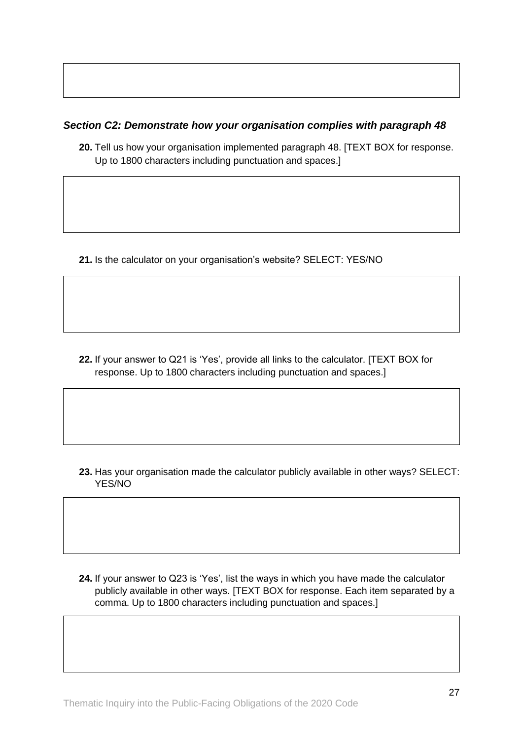### *Section C2: Demonstrate how your organisation complies with paragraph 48*

20. Tell us how your organisation implemented paragraph 48. [TEXT BOX for response. Up to 1800 characters including punctuation and spaces.]

21. Is the calculator on your organisation's website? SELECT: YES/NO

22. If your answer to Q21 is 'Yes', provide all links to the calculator. [TEXT BOX for response. Up to 1800 characters including punctuation and spaces.]

23. Has your organisation made the calculator publicly available in other ways? SELECT: YES/NO

24. If your answer to Q23 is 'Yes', list the ways in which you have made the calculator publicly available in other ways. [TEXT BOX for response. Each item separated by a comma. Up to 1800 characters including punctuation and spaces.]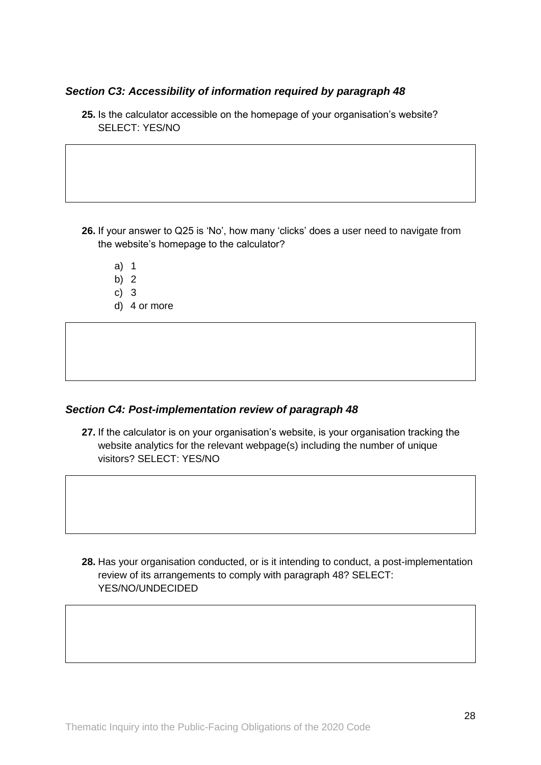### *Section C3: Accessibility of information required by paragraph 48*

**25.** Is the calculator accessible on the homepage of your organisation's website? SELECT: YES/NO

**26.** If your answer to Q25 is 'No', how many 'clicks' does a user need to navigate from the website's homepage to the calculator?

a) 1
b) 2
c) 3
d) 4 or more

### *Section C4: Post-implementation review of paragraph 48*

**27.** If the calculator is on your organisation's website, is your organisation tracking the website analytics for the relevant webpage(s) including the number of unique visitors? SELECT: YES/NO

**28.** Has your organisation conducted, or is it intending to conduct, a post-implementation review of its arrangements to comply with paragraph 48? SELECT: YES/NO/UNDECIDED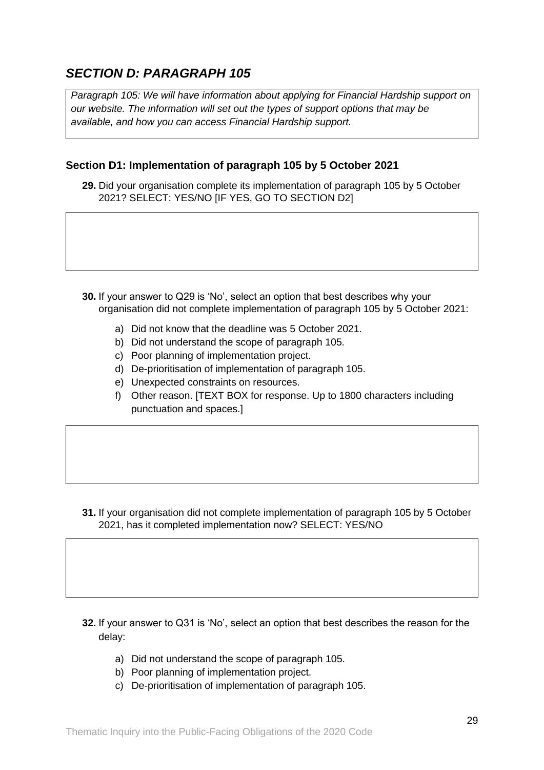## *SECTION D: PARAGRAPH 105*

> *Paragraph 105: We will have information about applying for Financial Hardship support on our website. The information will set out the types of support options that may be available, and how you can access Financial Hardship support.*

### Section D1: Implementation of paragraph 105 by 5 October 2021

**29.** Did your organisation complete its implementation of paragraph 105 by 5 October 2021? SELECT: YES/NO [IF YES, GO TO SECTION D2]

**30.** If your answer to Q29 is 'No', select an option that best describes why your organisation did not complete implementation of paragraph 105 by 5 October 2021:

a) Did not know that the deadline was 5 October 2021.
b) Did not understand the scope of paragraph 105.
c) Poor planning of implementation project.
d) De-prioritisation of implementation of paragraph 105.
e) Unexpected constraints on resources.
f) Other reason. [TEXT BOX for response. Up to 1800 characters including punctuation and spaces.]

**31.** If your organisation did not complete implementation of paragraph 105 by 5 October 2021, has it completed implementation now? SELECT: YES/NO

**32.** If your answer to Q31 is 'No', select an option that best describes the reason for the delay:

a) Did not understand the scope of paragraph 105.
b) Poor planning of implementation project.
c) De-prioritisation of implementation of paragraph 105.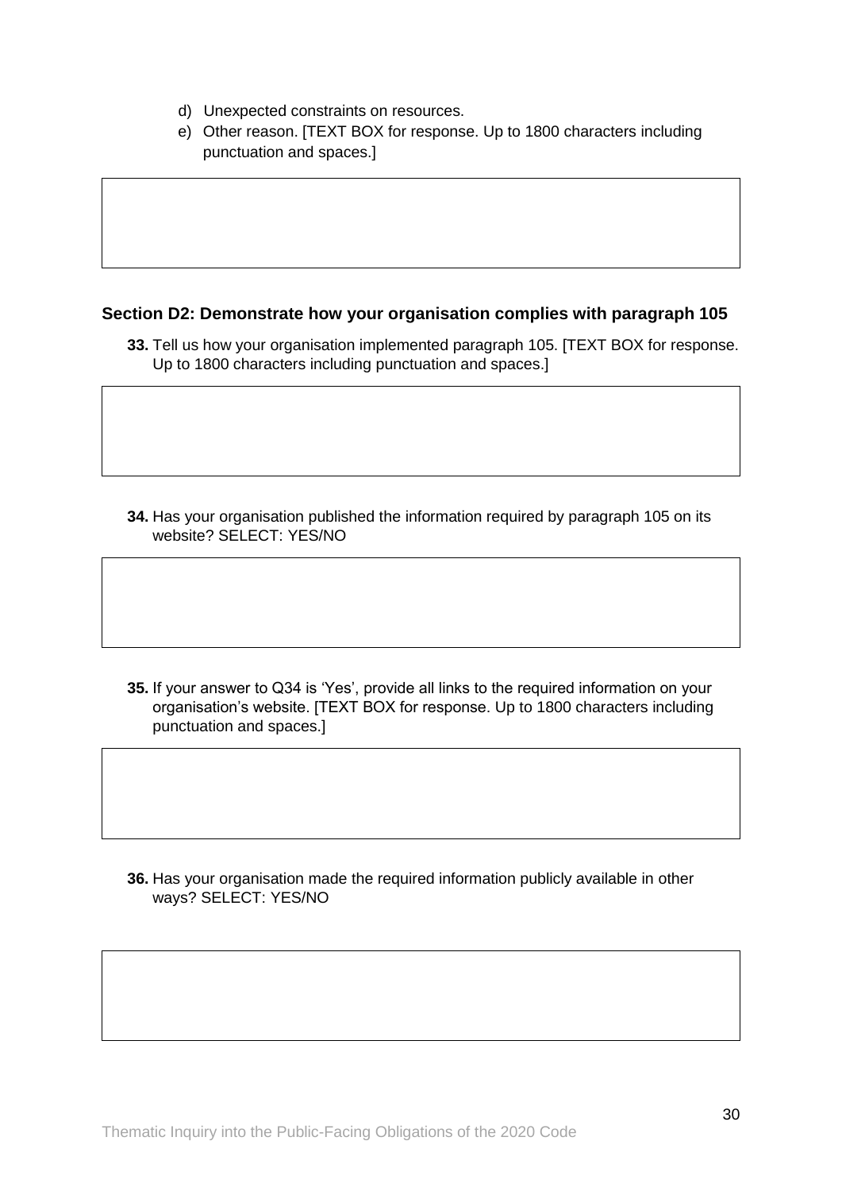d) Unexpected constraints on resources.
e) Other reason. [TEXT BOX for response. Up to 1800 characters including punctuation and spaces.]

### Section D2: Demonstrate how your organisation complies with paragraph 105

**33.** Tell us how your organisation implemented paragraph 105. [TEXT BOX for response. Up to 1800 characters including punctuation and spaces.]

**34.** Has your organisation published the information required by paragraph 105 on its website? SELECT: YES/NO

**35.** If your answer to Q34 is 'Yes', provide all links to the required information on your organisation's website. [TEXT BOX for response. Up to 1800 characters including punctuation and spaces.]

**36.** Has your organisation made the required information publicly available in other ways? SELECT: YES/NO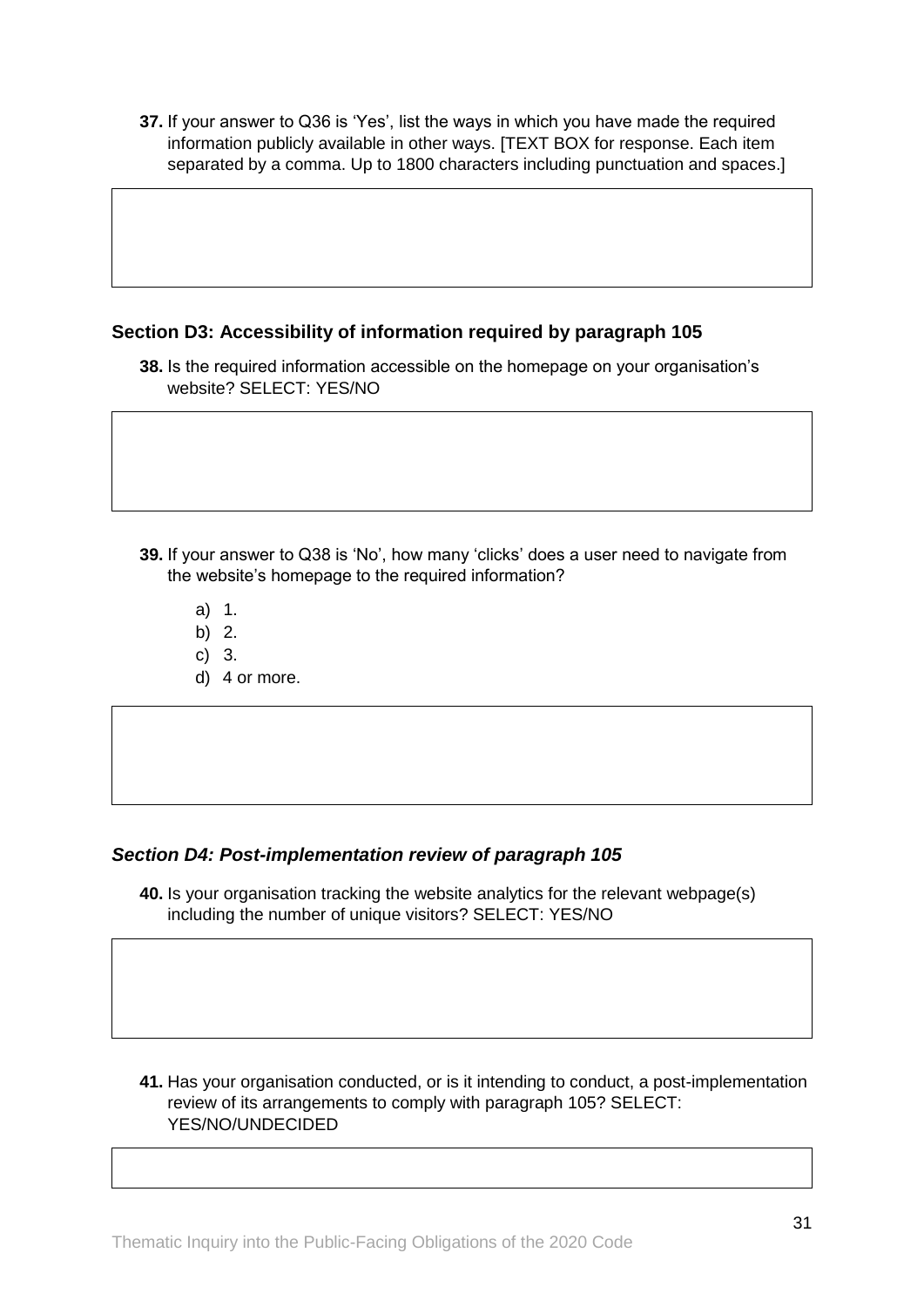**37.** If your answer to Q36 is 'Yes', list the ways in which you have made the required information publicly available in other ways. [TEXT BOX for response. Each item separated by a comma. Up to 1800 characters including punctuation and spaces.]

### Section D3: Accessibility of information required by paragraph 105

**38.** Is the required information accessible on the homepage on your organisation's website? SELECT: YES/NO

**39.** If your answer to Q38 is 'No', how many 'clicks' does a user need to navigate from the website's homepage to the required information?

a) 1.
b) 2.
c) 3.
d) 4 or more.

### *Section D4: Post-implementation review of paragraph 105*

**40.** Is your organisation tracking the website analytics for the relevant webpage(s) including the number of unique visitors? SELECT: YES/NO

**41.** Has your organisation conducted, or is it intending to conduct, a post-implementation review of its arrangements to comply with paragraph 105? SELECT: YES/NO/UNDECIDED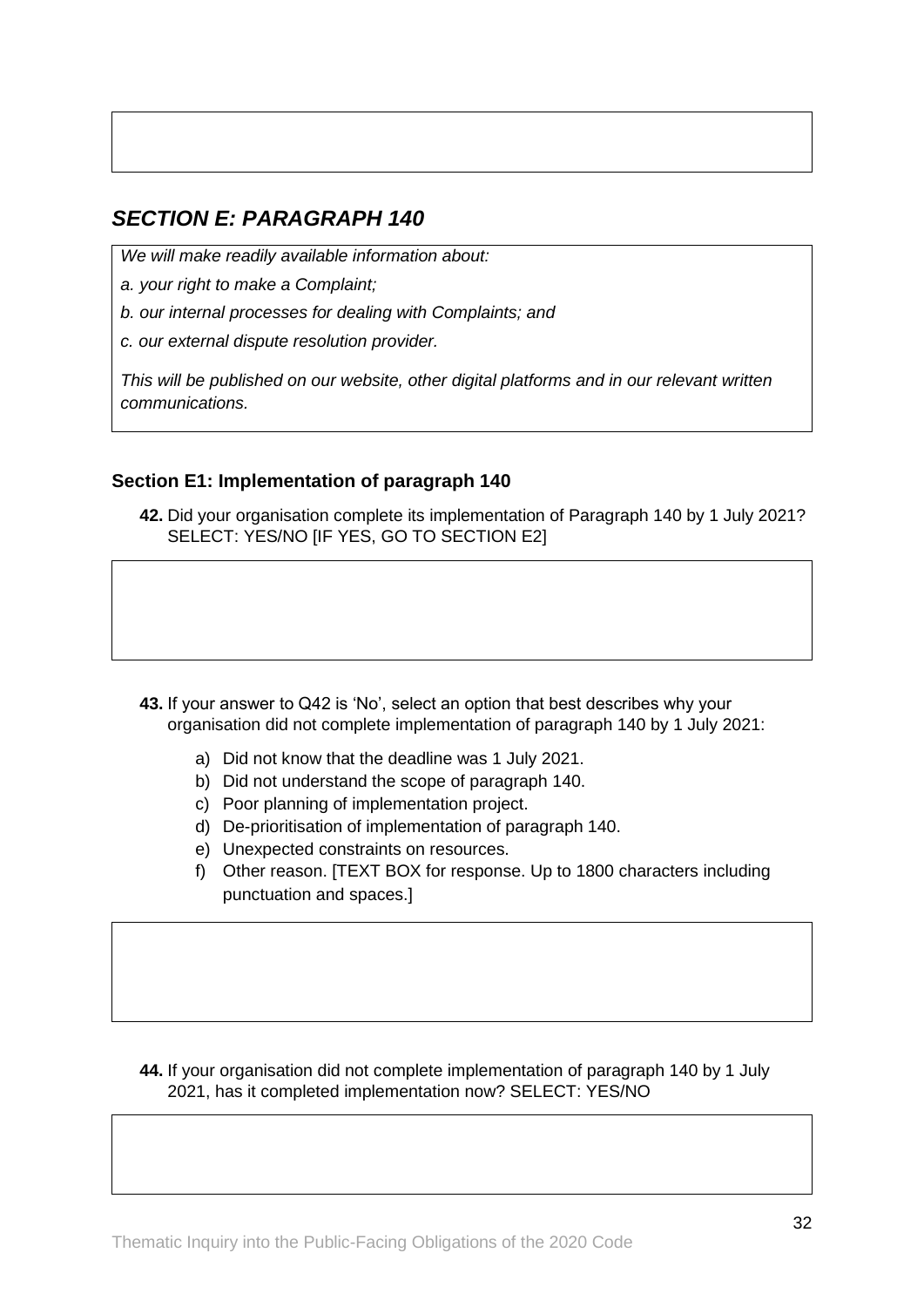## *SECTION E: PARAGRAPH 140*

*We will make readily available information about:*

*a. your right to make a Complaint;*

*b. our internal processes for dealing with Complaints; and*

*c. our external dispute resolution provider.*

*This will be published on our website, other digital platforms and in our relevant written communications.*

### Section E1: Implementation of paragraph 140

**42.** Did your organisation complete its implementation of Paragraph 140 by 1 July 2021? SELECT: YES/NO [IF YES, GO TO SECTION E2]

**43.** If your answer to Q42 is 'No', select an option that best describes why your organisation did not complete implementation of paragraph 140 by 1 July 2021:

a) Did not know that the deadline was 1 July 2021.
b) Did not understand the scope of paragraph 140.
c) Poor planning of implementation project.
d) De-prioritisation of implementation of paragraph 140.
e) Unexpected constraints on resources.
f) Other reason. [TEXT BOX for response. Up to 1800 characters including punctuation and spaces.]

**44.** If your organisation did not complete implementation of paragraph 140 by 1 July 2021, has it completed implementation now? SELECT: YES/NO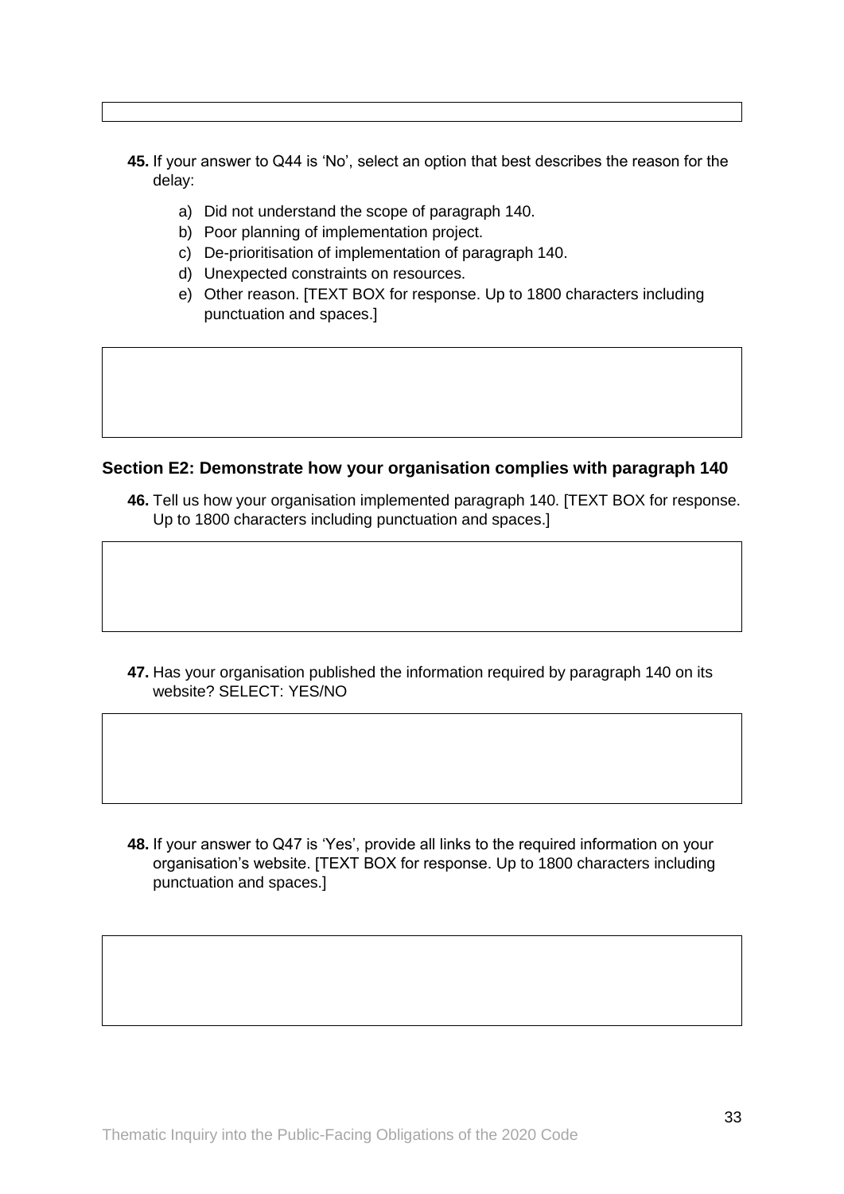**45.** If your answer to Q44 is 'No', select an option that best describes the reason for the delay:

a) Did not understand the scope of paragraph 140.
b) Poor planning of implementation project.
c) De-prioritisation of implementation of paragraph 140.
d) Unexpected constraints on resources.
e) Other reason. [TEXT BOX for response. Up to 1800 characters including punctuation and spaces.]

### Section E2: Demonstrate how your organisation complies with paragraph 140

**46.** Tell us how your organisation implemented paragraph 140. [TEXT BOX for response. Up to 1800 characters including punctuation and spaces.]

**47.** Has your organisation published the information required by paragraph 140 on its website? SELECT: YES/NO

**48.** If your answer to Q47 is 'Yes', provide all links to the required information on your organisation's website. [TEXT BOX for response. Up to 1800 characters including punctuation and spaces.]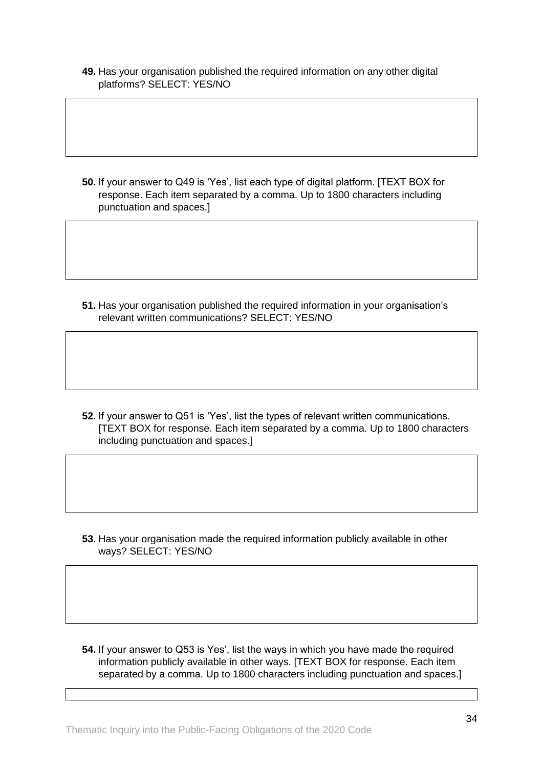**49.** Has your organisation published the required information on any other digital platforms? SELECT: YES/NO

**50.** If your answer to Q49 is 'Yes', list each type of digital platform. [TEXT BOX for response. Each item separated by a comma. Up to 1800 characters including punctuation and spaces.]

**51.** Has your organisation published the required information in your organisation's relevant written communications? SELECT: YES/NO

**52.** If your answer to Q51 is 'Yes', list the types of relevant written communications. [TEXT BOX for response. Each item separated by a comma. Up to 1800 characters including punctuation and spaces.]

**53.** Has your organisation made the required information publicly available in other ways? SELECT: YES/NO

**54.** If your answer to Q53 is Yes', list the ways in which you have made the required information publicly available in other ways. [TEXT BOX for response. Each item separated by a comma. Up to 1800 characters including punctuation and spaces.]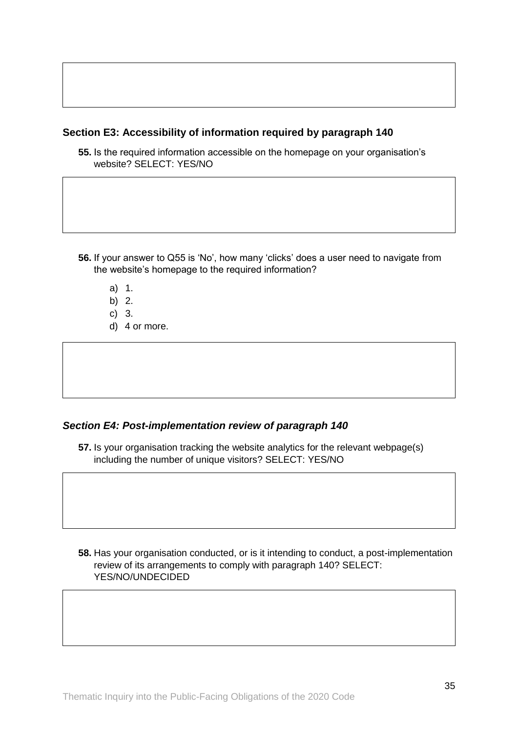### Section E3: Accessibility of information required by paragraph 140

**55.** Is the required information accessible on the homepage on your organisation's website? SELECT: YES/NO

**56.** If your answer to Q55 is 'No', how many 'clicks' does a user need to navigate from the website's homepage to the required information?

a) 1.
b) 2.
c) 3.
d) 4 or more.

### *Section E4: Post-implementation review of paragraph 140*

**57.** Is your organisation tracking the website analytics for the relevant webpage(s) including the number of unique visitors? SELECT: YES/NO

**58.** Has your organisation conducted, or is it intending to conduct, a post-implementation review of its arrangements to comply with paragraph 140? SELECT: YES/NO/UNDECIDED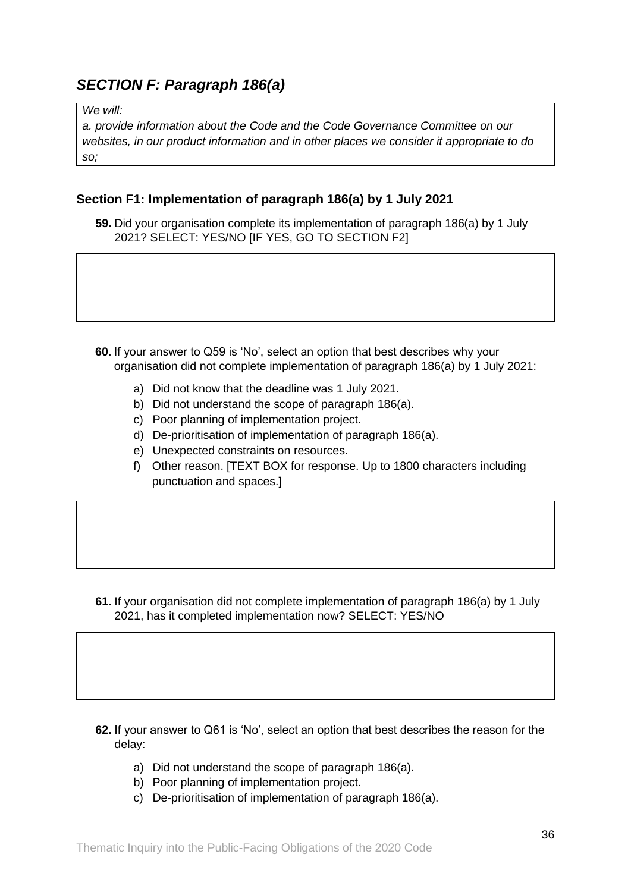## *SECTION F: Paragraph 186(a)*

> *We will:*
>
> *a. provide information about the Code and the Code Governance Committee on our websites, in our product information and in other places we consider it appropriate to do so;*

### Section F1: Implementation of paragraph 186(a) by 1 July 2021

**59.** Did your organisation complete its implementation of paragraph 186(a) by 1 July 2021? SELECT: YES/NO [IF YES, GO TO SECTION F2]

**60.** If your answer to Q59 is 'No', select an option that best describes why your organisation did not complete implementation of paragraph 186(a) by 1 July 2021:

a) Did not know that the deadline was 1 July 2021.
b) Did not understand the scope of paragraph 186(a).
c) Poor planning of implementation project.
d) De-prioritisation of implementation of paragraph 186(a).
e) Unexpected constraints on resources.
f) Other reason. [TEXT BOX for response. Up to 1800 characters including punctuation and spaces.]

**61.** If your organisation did not complete implementation of paragraph 186(a) by 1 July 2021, has it completed implementation now? SELECT: YES/NO

**62.** If your answer to Q61 is 'No', select an option that best describes the reason for the delay:

a) Did not understand the scope of paragraph 186(a).
b) Poor planning of implementation project.
c) De-prioritisation of implementation of paragraph 186(a).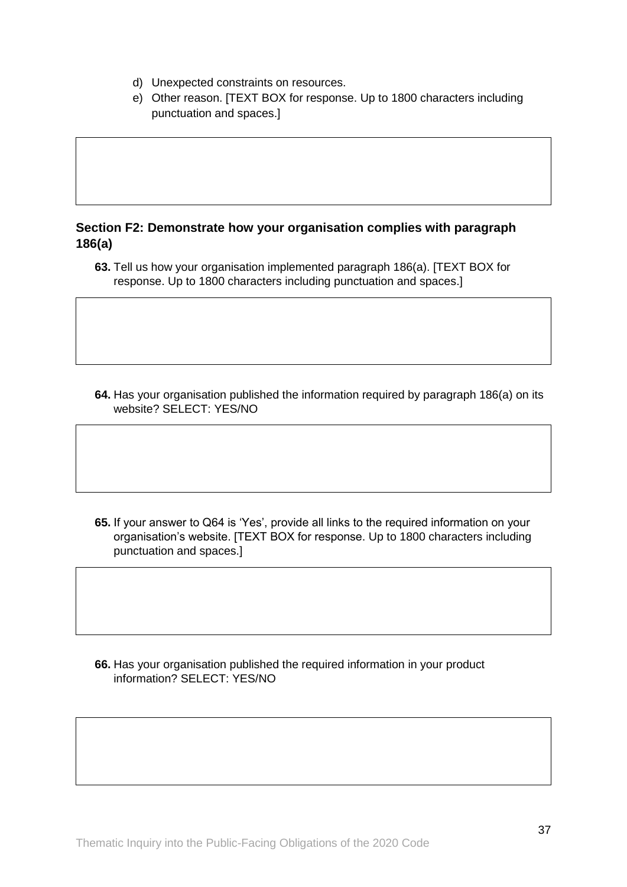d) Unexpected constraints on resources.
e) Other reason. [TEXT BOX for response. Up to 1800 characters including punctuation and spaces.]

### Section F2: Demonstrate how your organisation complies with paragraph 186(a)

**63.** Tell us how your organisation implemented paragraph 186(a). [TEXT BOX for response. Up to 1800 characters including punctuation and spaces.]

**64.** Has your organisation published the information required by paragraph 186(a) on its website? SELECT: YES/NO

**65.** If your answer to Q64 is 'Yes', provide all links to the required information on your organisation's website. [TEXT BOX for response. Up to 1800 characters including punctuation and spaces.]

**66.** Has your organisation published the required information in your product information? SELECT: YES/NO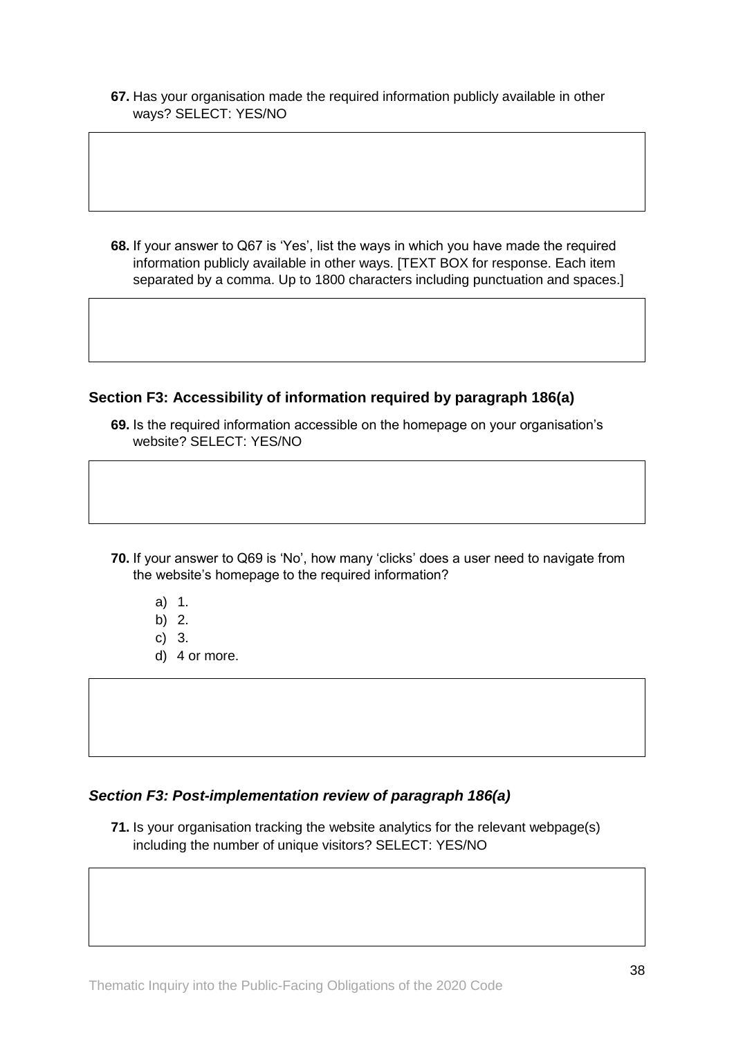**67.** Has your organisation made the required information publicly available in other ways? SELECT: YES/NO

**68.** If your answer to Q67 is 'Yes', list the ways in which you have made the required information publicly available in other ways. [TEXT BOX for response. Each item separated by a comma. Up to 1800 characters including punctuation and spaces.]

### Section F3: Accessibility of information required by paragraph 186(a)

**69.** Is the required information accessible on the homepage on your organisation's website? SELECT: YES/NO

**70.** If your answer to Q69 is 'No', how many 'clicks' does a user need to navigate from the website's homepage to the required information?

a) 1.
b) 2.
c) 3.
d) 4 or more.

### *Section F3: Post-implementation review of paragraph 186(a)*

**71.** Is your organisation tracking the website analytics for the relevant webpage(s) including the number of unique visitors? SELECT: YES/NO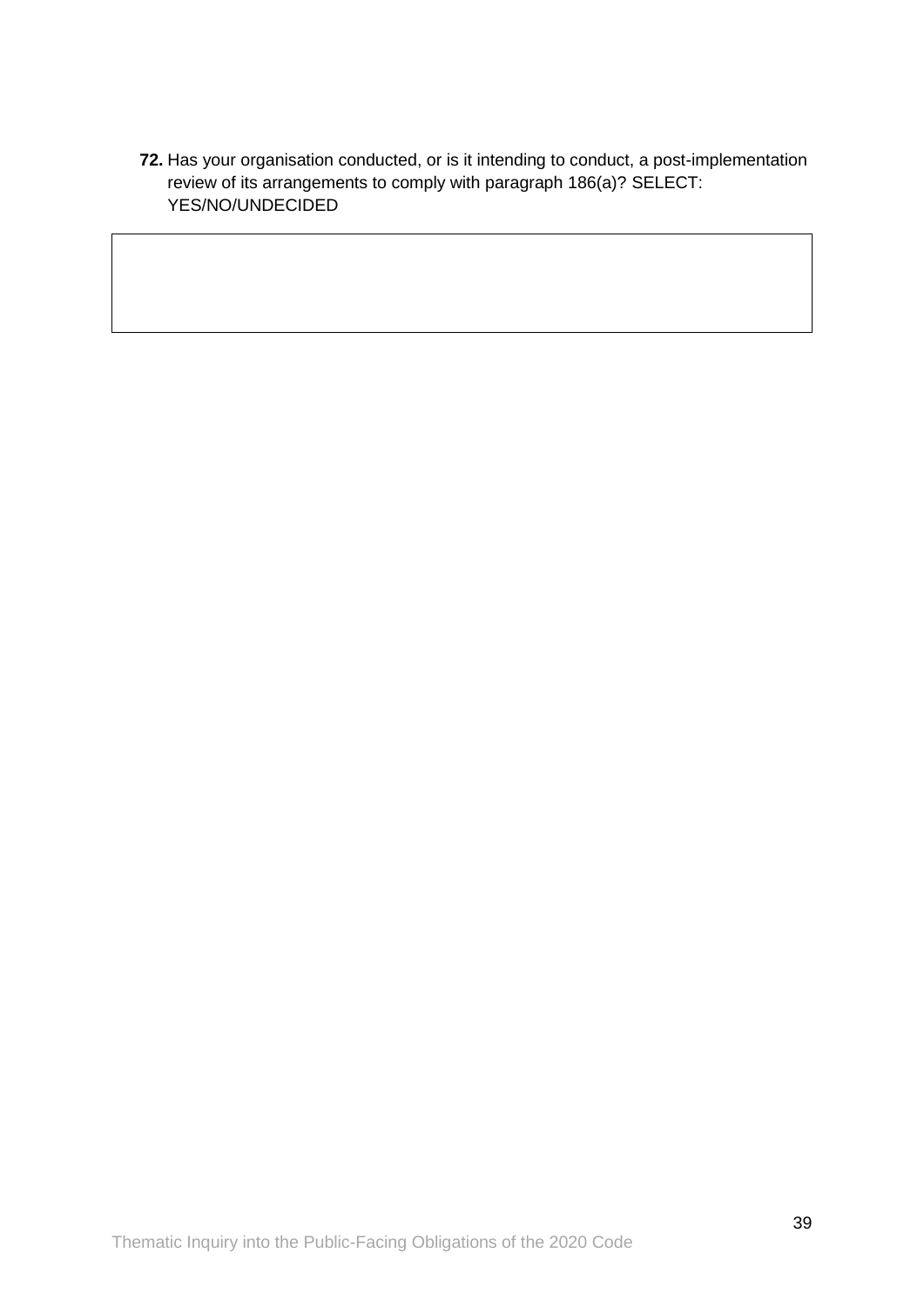**72.** Has your organisation conducted, or is it intending to conduct, a post-implementation review of its arrangements to comply with paragraph 186(a)? SELECT: YES/NO/UNDECIDED

|   |
|---|
|   |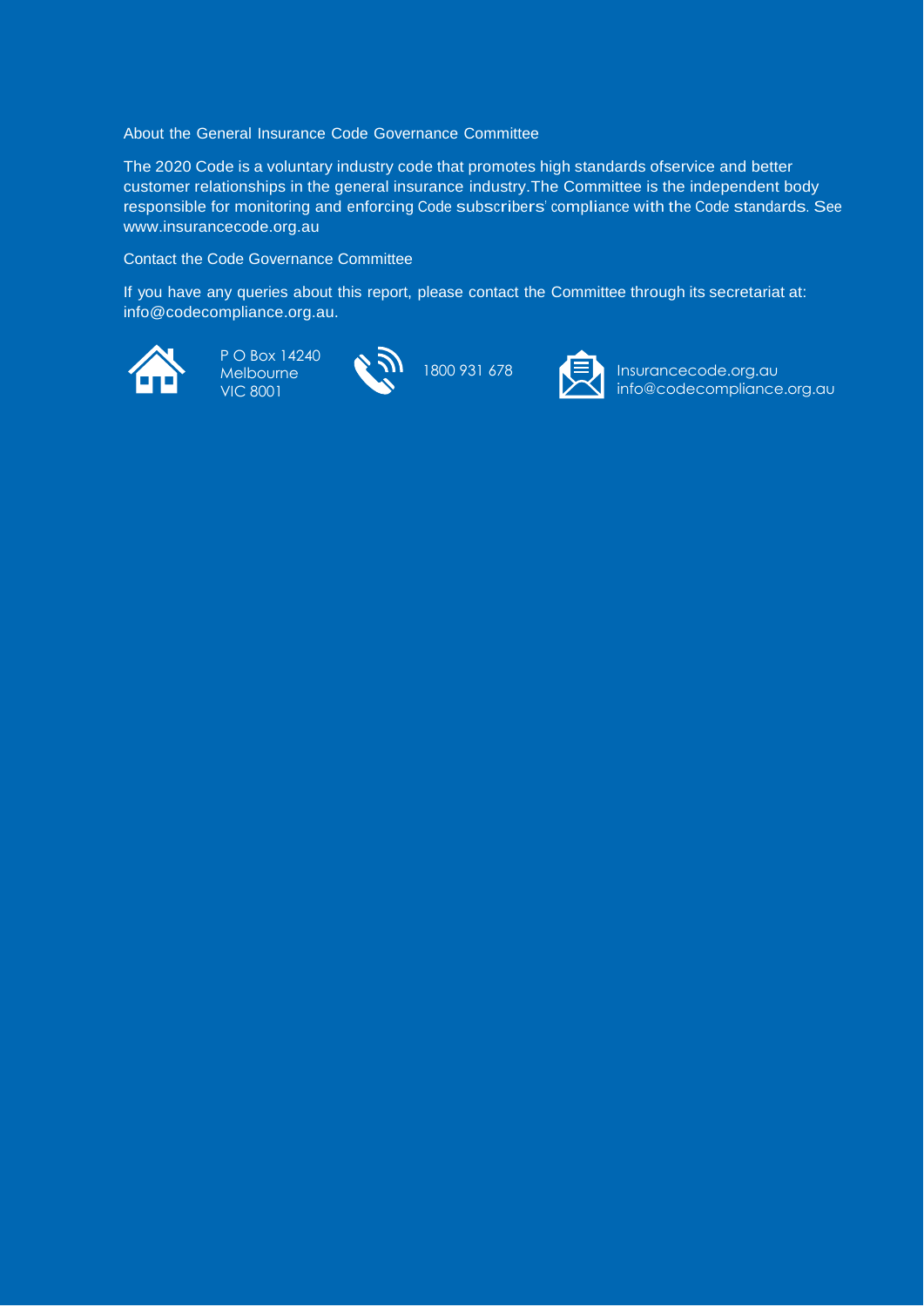## About the General Insurance Code Governance Committee

The 2020 Code is a voluntary industry code that promotes high standards ofservice and better customer relationships in the general insurance industry.The Committee is the independent body responsible for monitoring and enforcing Code subscribers' compliance with the Code standards. See www.insurancecode.org.au

## Contact the Code Governance Committee

If you have any queries about this report, please contact the Committee through its secretariat at: info@codecompliance.org.au.

P O Box 14240
Melbourne
VIC 8001

1800 931 678

Insurancecode.org.au
info@codecompliance.org.au